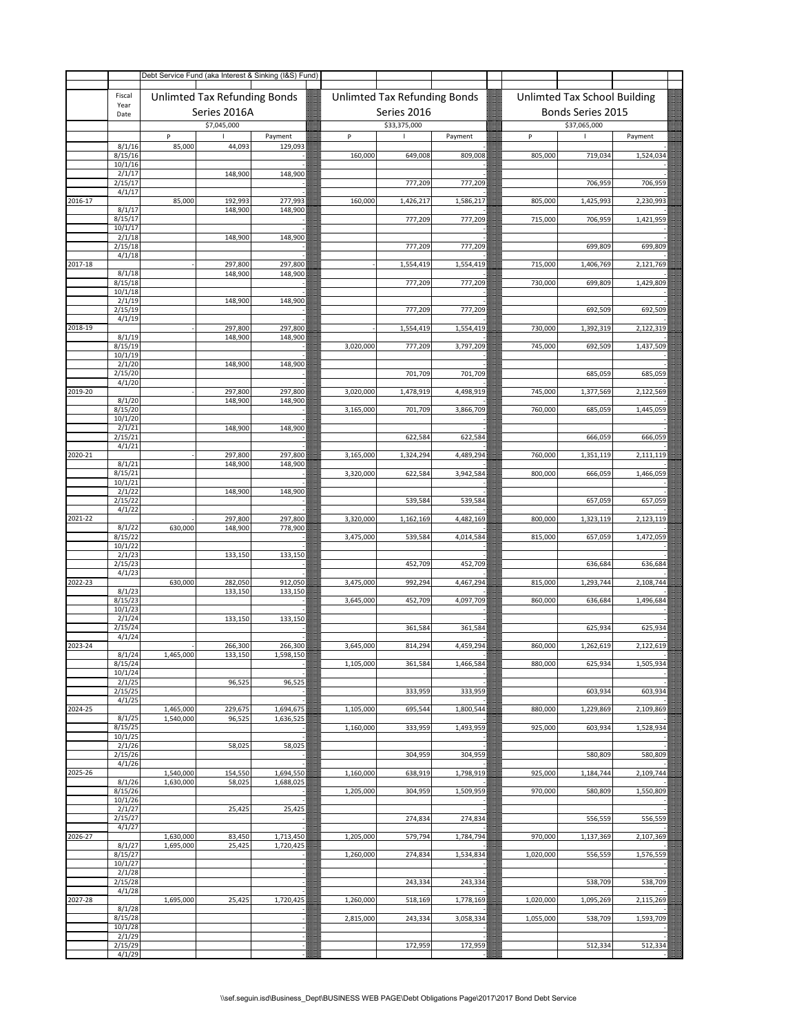| | | Debt Service Fund (aka Interest & Sinking (I&S) Fund) | | | | | | | | |
|---|---|---|---|---|---|---|---|---|---|---|
| | Fiscal Year Date | Unlimted Tax Refunding Bonds Series 2016A | | | Unlimted Tax Refunding Bonds Series 2016 | | | Unlimted Tax School Building Bonds Series 2015 | | |
| | | $7,045,000 | | | $33,375,000 | | | $37,065,000 | | |
| | | P | I | Payment | P | I | Payment | P | I | Payment |
| | 8/1/16 | 85,000 | 44,093 | 129,093 | | | - | | | - |
| | 8/15/16 | | | - | 160,000 | 649,008 | 809,008 | 805,000 | 719,034 | 1,524,034 |
| | 10/1/16 | | | - | | | - | | | - |
| | 2/1/17 | | 148,900 | 148,900 | | | - | | | - |
| | 2/15/17 | | | - | | 777,209 | 777,209 | | 706,959 | 706,959 |
| | 4/1/17 | | | - | | | - | | | - |
| 2016-17 | | 85,000 | 192,993 | 277,993 | 160,000 | 1,426,217 | 1,586,217 | 805,000 | 1,425,993 | 2,230,993 |
| | 8/1/17 | | 148,900 | 148,900 | | | - | | | - |
| | 8/15/17 | | | - | | 777,209 | 777,209 | 715,000 | 706,959 | 1,421,959 |
| | 10/1/17 | | | - | | | - | | | - |
| | 2/1/18 | | 148,900 | 148,900 | | | - | | | - |
| | 2/15/18 | | | - | | 777,209 | 777,209 | | 699,809 | 699,809 |
| | 4/1/18 | | | - | | | - | | | - |
| 2017-18 | | - | 297,800 | 297,800 | - | 1,554,419 | 1,554,419 | 715,000 | 1,406,769 | 2,121,769 |
| | 8/1/18 | | 148,900 | 148,900 | | | - | | | - |
| | 8/15/18 | | | - | | 777,209 | 777,209 | 730,000 | 699,809 | 1,429,809 |
| | 10/1/18 | | | - | | | - | | | - |
| | 2/1/19 | | 148,900 | 148,900 | | | - | | | - |
| | 2/15/19 | | | - | | 777,209 | 777,209 | | 692,509 | 692,509 |
| | 4/1/19 | | | - | | | - | | | - |
| 2018-19 | | - | 297,800 | 297,800 | - | 1,554,419 | 1,554,419 | 730,000 | 1,392,319 | 2,122,319 |
| | 8/1/19 | | 148,900 | 148,900 | | | - | | | - |
| | 8/15/19 | | | - | 3,020,000 | 777,209 | 3,797,209 | 745,000 | 692,509 | 1,437,509 |
| | 10/1/19 | | | - | | | - | | | - |
| | 2/1/20 | | 148,900 | 148,900 | | | - | | | - |
| | 2/15/20 | | | - | | 701,709 | 701,709 | | 685,059 | 685,059 |
| | 4/1/20 | | | - | | | - | | | - |
| 2019-20 | | - | 297,800 | 297,800 | 3,020,000 | 1,478,919 | 4,498,919 | 745,000 | 1,377,569 | 2,122,569 |
| | 8/1/20 | | 148,900 | 148,900 | | | - | | | - |
| | 8/15/20 | | | - | 3,165,000 | 701,709 | 3,866,709 | 760,000 | 685,059 | 1,445,059 |
| | 10/1/20 | | | - | | | - | | | - |
| | 2/1/21 | | 148,900 | 148,900 | | | - | | | - |
| | 2/15/21 | | | - | | 622,584 | 622,584 | | 666,059 | 666,059 |
| | 4/1/21 | | | - | | | - | | | - |
| 2020-21 | | - | 297,800 | 297,800 | 3,165,000 | 1,324,294 | 4,489,294 | 760,000 | 1,351,119 | 2,111,119 |
| | 8/1/21 | | 148,900 | 148,900 | | | - | | | - |
| | 8/15/21 | | | - | 3,320,000 | 622,584 | 3,942,584 | 800,000 | 666,059 | 1,466,059 |
| | 10/1/21 | | | - | | | - | | | - |
| | 2/1/22 | | 148,900 | 148,900 | | | - | | | - |
| | 2/15/22 | | | - | | 539,584 | 539,584 | | 657,059 | 657,059 |
| | 4/1/22 | | | - | | | - | | | - |
| 2021-22 | | - | 297,800 | 297,800 | 3,320,000 | 1,162,169 | 4,482,169 | 800,000 | 1,323,119 | 2,123,119 |
| | 8/1/22 | 630,000 | 148,900 | 778,900 | | | - | | | - |
| | 8/15/22 | | | - | 3,475,000 | 539,584 | 4,014,584 | 815,000 | 657,059 | 1,472,059 |
| | 10/1/22 | | | - | | | - | | | - |
| | 2/1/23 | | 133,150 | 133,150 | | | - | | | - |
| | 2/15/23 | | | - | | 452,709 | 452,709 | | 636,684 | 636,684 |
| | 4/1/23 | | | - | | | - | | | - |
| 2022-23 | | 630,000 | 282,050 | 912,050 | 3,475,000 | 992,294 | 4,467,294 | 815,000 | 1,293,744 | 2,108,744 |
| | 8/1/23 | | 133,150 | 133,150 | | | - | | | - |
| | 8/15/23 | | | - | 3,645,000 | 452,709 | 4,097,709 | 860,000 | 636,684 | 1,496,684 |
| | 10/1/23 | | | - | | | - | | | - |
| | 2/1/24 | | 133,150 | 133,150 | | | - | | | - |
| | 2/15/24 | | | - | | 361,584 | 361,584 | | 625,934 | 625,934 |
| | 4/1/24 | | | - | | | - | | | - |
| 2023-24 | | - | 266,300 | 266,300 | 3,645,000 | 814,294 | 4,459,294 | 860,000 | 1,262,619 | 2,122,619 |
| | 8/1/24 | 1,465,000 | 133,150 | 1,598,150 | | | - | | | - |
| | 8/15/24 | | | - | 1,105,000 | 361,584 | 1,466,584 | 880,000 | 625,934 | 1,505,934 |
| | 10/1/24 | | | - | | | - | | | - |
| | 2/1/25 | | 96,525 | 96,525 | | | - | | | - |
| | 2/15/25 | | | - | | 333,959 | 333,959 | | 603,934 | 603,934 |
| | 4/1/25 | | | - | | | - | | | - |
| 2024-25 | | 1,465,000 | 229,675 | 1,694,675 | 1,105,000 | 695,544 | 1,800,544 | 880,000 | 1,229,869 | 2,109,869 |
| | 8/1/25 | 1,540,000 | 96,525 | 1,636,525 | | | - | | | - |
| | 8/15/25 | | | - | 1,160,000 | 333,959 | 1,493,959 | 925,000 | 603,934 | 1,528,934 |
| | 10/1/25 | | | - | | | - | | | - |
| | 2/1/26 | | 58,025 | 58,025 | | | - | | | - |
| | 2/15/26 | | | - | | 304,959 | 304,959 | | 580,809 | 580,809 |
| | 4/1/26 | | | - | | | - | | | - |
| 2025-26 | | 1,540,000 | 154,550 | 1,694,550 | 1,160,000 | 638,919 | 1,798,919 | 925,000 | 1,184,744 | 2,109,744 |
| | 8/1/26 | 1,630,000 | 58,025 | 1,688,025 | | | - | | | - |
| | 8/15/26 | | | - | 1,205,000 | 304,959 | 1,509,959 | 970,000 | 580,809 | 1,550,809 |
| | 10/1/26 | | | - | | | - | | | - |
| | 2/1/27 | | 25,425 | 25,425 | | | - | | | - |
| | 2/15/27 | | | - | | 274,834 | 274,834 | | 556,559 | 556,559 |
| | 4/1/27 | | | - | | | - | | | - |
| 2026-27 | | 1,630,000 | 83,450 | 1,713,450 | 1,205,000 | 579,794 | 1,784,794 | 970,000 | 1,137,369 | 2,107,369 |
| | 8/1/27 | 1,695,000 | 25,425 | 1,720,425 | | | - | | | - |
| | 8/15/27 | | | - | 1,260,000 | 274,834 | 1,534,834 | 1,020,000 | 556,559 | 1,576,559 |
| | 10/1/27 | | | - | | | - | | | - |
| | 2/1/28 | | | - | | | - | | | - |
| | 2/15/28 | | | - | | 243,334 | 243,334 | | 538,709 | 538,709 |
| | 4/1/28 | | | - | | | - | | | - |
| 2027-28 | | 1,695,000 | 25,425 | 1,720,425 | 1,260,000 | 518,169 | 1,778,169 | 1,020,000 | 1,095,269 | 2,115,269 |
| | 8/1/28 | | | - | | | - | | | - |
| | 8/15/28 | | | - | 2,815,000 | 243,334 | 3,058,334 | 1,055,000 | 538,709 | 1,593,709 |
| | 10/1/28 | | | - | | | - | | | - |
| | 2/1/29 | | | - | | | - | | | - |
| | 2/15/29 | | | - | | 172,959 | 172,959 | | 512,334 | 512,334 |
| | 4/1/29 | | | - | | | - | | | - |

\\sef.seguin.isd\Business_Dept\BUSINESS WEB PAGE\Debt Obligations Page\2017\2017 Bond Debt Service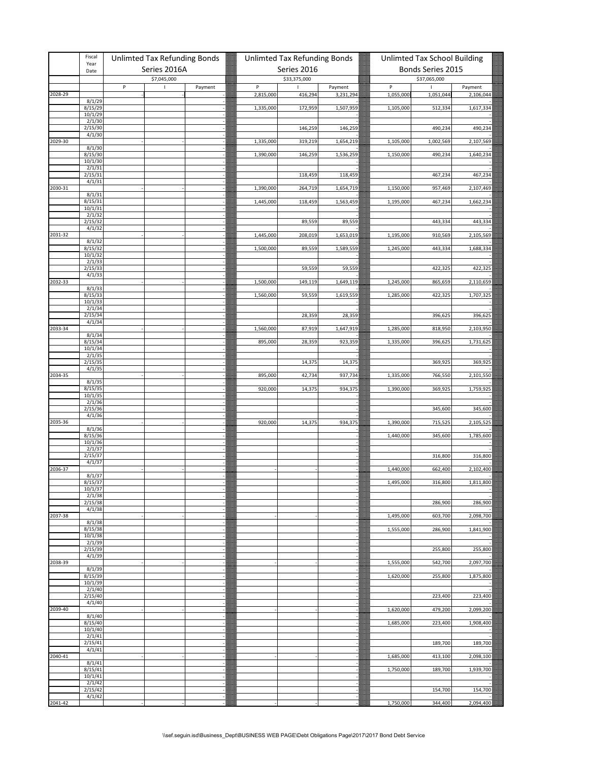| | Fiscal Year Date | Unlimted Tax Refunding Bonds Series 2016A | | | Unlimted Tax Refunding Bonds Series 2016 | | | Unlimted Tax School Building Bonds Series 2015 | | |
|---|---|---|---|---|---|---|---|---|---|---|
| | | $7,045,000 | | | $33,375,000 | | | $37,065,000 | | |
| | | P | I | Payment | P | I | Payment | P | I | Payment |
| 2028-29 | | - | - | - | 2,815,000 | 416,294 | 3,231,294 | 1,055,000 | 1,051,044 | 2,106,044 |
| | 8/1/29 | | | - | | | - | | | - |
| | 8/15/29 | | | - | 1,335,000 | 172,959 | 1,507,959 | 1,105,000 | 512,334 | 1,617,334 |
| | 10/1/29 | | | - | | | - | | | - |
| | 2/1/30 | | | - | | | - | | | - |
| | 2/15/30 | | | - | | 146,259 | 146,259 | | 490,234 | 490,234 |
| | 4/1/30 | | | - | | | - | | | - |
| 2029-30 | | - | - | - | 1,335,000 | 319,219 | 1,654,219 | 1,105,000 | 1,002,569 | 2,107,569 |
| | 8/1/30 | | | - | | | - | | | - |
| | 8/15/30 | | | - | 1,390,000 | 146,259 | 1,536,259 | 1,150,000 | 490,234 | 1,640,234 |
| | 10/1/30 | | | - | | | - | | | - |
| | 2/1/31 | | | - | | | - | | | - |
| | 2/15/31 | | | - | | 118,459 | 118,459 | | 467,234 | 467,234 |
| | 4/1/31 | | | - | | | - | | | - |
| 2030-31 | | - | - | - | 1,390,000 | 264,719 | 1,654,719 | 1,150,000 | 957,469 | 2,107,469 |
| | 8/1/31 | | | - | | | - | | | - |
| | 8/15/31 | | | - | 1,445,000 | 118,459 | 1,563,459 | 1,195,000 | 467,234 | 1,662,234 |
| | 10/1/31 | | | - | | | - | | | - |
| | 2/1/32 | | | - | | | - | | | - |
| | 2/15/32 | | | - | | 89,559 | 89,559 | | 443,334 | 443,334 |
| | 4/1/32 | | | - | | | - | | | - |
| 2031-32 | | - | - | - | 1,445,000 | 208,019 | 1,653,019 | 1,195,000 | 910,569 | 2,105,569 |
| | 8/1/32 | | | - | | | - | | | - |
| | 8/15/32 | | | - | 1,500,000 | 89,559 | 1,589,559 | 1,245,000 | 443,334 | 1,688,334 |
| | 10/1/32 | | | - | | | - | | | - |
| | 2/1/33 | | | - | | | - | | | - |
| | 2/15/33 | | | - | | 59,559 | 59,559 | | 422,325 | 422,325 |
| | 4/1/33 | | | - | | | - | | | - |
| 2032-33 | | - | - | - | 1,500,000 | 149,119 | 1,649,119 | 1,245,000 | 865,659 | 2,110,659 |
| | 8/1/33 | | | - | | | - | | | - |
| | 8/15/33 | | | - | 1,560,000 | 59,559 | 1,619,559 | 1,285,000 | 422,325 | 1,707,325 |
| | 10/1/33 | | | - | | | - | | | - |
| | 2/1/34 | | | - | | | - | | | - |
| | 2/15/34 | | | - | | 28,359 | 28,359 | | 396,625 | 396,625 |
| | 4/1/34 | | | - | | | - | | | - |
| 2033-34 | | - | - | - | 1,560,000 | 87,919 | 1,647,919 | 1,285,000 | 818,950 | 2,103,950 |
| | 8/1/34 | | | - | | | - | | | - |
| | 8/15/34 | | | - | 895,000 | 28,359 | 923,359 | 1,335,000 | 396,625 | 1,731,625 |
| | 10/1/34 | | | - | | | - | | | - |
| | 2/1/35 | | | - | | | - | | | - |
| | 2/15/35 | | | - | | 14,375 | 14,375 | | 369,925 | 369,925 |
| | 4/1/35 | | | - | | | - | | | - |
| 2034-35 | | - | - | - | 895,000 | 42,734 | 937,734 | 1,335,000 | 766,550 | 2,101,550 |
| | 8/1/35 | | | - | | | - | | | - |
| | 8/15/35 | | | - | 920,000 | 14,375 | 934,375 | 1,390,000 | 369,925 | 1,759,925 |
| | 10/1/35 | | | - | | | - | | | - |
| | 2/1/36 | | | - | | | - | | | - |
| | 2/15/36 | | | - | | | - | | 345,600 | 345,600 |
| | 4/1/36 | | | - | | | - | | | - |
| 2035-36 | | - | - | - | 920,000 | 14,375 | 934,375 | 1,390,000 | 715,525 | 2,105,525 |
| | 8/1/36 | | | - | | | - | | | - |
| | 8/15/36 | | | - | | | - | 1,440,000 | 345,600 | 1,785,600 |
| | 10/1/36 | | | - | | | - | | | - |
| | 2/1/37 | | | - | | | - | | | - |
| | 2/15/37 | | | - | | | - | | 316,800 | 316,800 |
| | 4/1/37 | | | - | | | - | | | - |
| 2036-37 | | - | - | - | - | - | - | 1,440,000 | 662,400 | 2,102,400 |
| | 8/1/37 | | | - | | | - | | | - |
| | 8/15/37 | | | - | | | - | 1,495,000 | 316,800 | 1,811,800 |
| | 10/1/37 | | | - | | | - | | | - |
| | 2/1/38 | | | - | | | - | | | - |
| | 2/15/38 | | | - | | | - | | 286,900 | 286,900 |
| | 4/1/38 | | | - | | | - | | | - |
| 2037-38 | | - | - | - | - | - | - | 1,495,000 | 603,700 | 2,098,700 |
| | 8/1/38 | | | - | | | - | | | - |
| | 8/15/38 | | | - | | | - | 1,555,000 | 286,900 | 1,841,900 |
| | 10/1/38 | | | - | | | - | | | - |
| | 2/1/39 | | | - | | | - | | | - |
| | 2/15/39 | | | - | | | - | | 255,800 | 255,800 |
| | 4/1/39 | | | - | | | - | | | - |
| 2038-39 | | - | - | - | - | - | - | 1,555,000 | 542,700 | 2,097,700 |
| | 8/1/39 | | | - | | | - | | | - |
| | 8/15/39 | | | - | | | - | 1,620,000 | 255,800 | 1,875,800 |
| | 10/1/39 | | | - | | | - | | | - |
| | 2/1/40 | | | - | | | - | | | - |
| | 2/15/40 | | | - | | | - | | 223,400 | 223,400 |
| | 4/1/40 | | | - | | | - | | | - |
| 2039-40 | | - | - | - | - | - | - | 1,620,000 | 479,200 | 2,099,200 |
| | 8/1/40 | | | - | | | - | | | - |
| | 8/15/40 | | | - | | | - | 1,685,000 | 223,400 | 1,908,400 |
| | 10/1/40 | | | - | | | - | | | - |
| | 2/1/41 | | | - | | | - | | | - |
| | 2/15/41 | | | - | | | - | | 189,700 | 189,700 |
| | 4/1/41 | | | - | | | - | | | - |
| 2040-41 | | - | - | - | - | - | - | 1,685,000 | 413,100 | 2,098,100 |
| | 8/1/41 | | | - | | | - | | | - |
| | 8/15/41 | | | - | | | - | 1,750,000 | 189,700 | 1,939,700 |
| | 10/1/41 | | | - | | | - | | | - |
| | 2/1/42 | | | - | | | - | | | - |
| | 2/15/42 | | | - | | | - | | 154,700 | 154,700 |
| | 4/1/42 | | | - | | | - | | | - |
| 2041-42 | | - | - | - | - | - | - | 1,750,000 | 344,400 | 2,094,400 |

\\sef.seguin.isd\Business_Dept\BUSINESS WEB PAGE\Debt Obligations Page\2017\2017 Bond Debt Service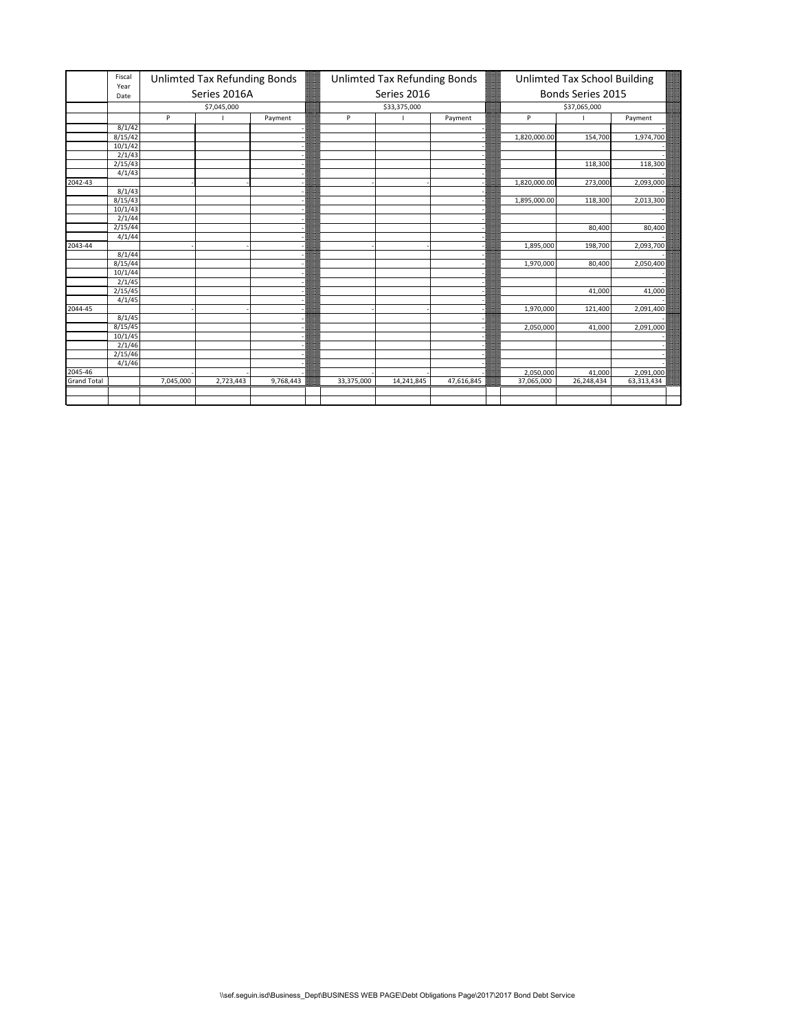| | Fiscal Year Date | Unlimted Tax Refunding Bonds Series 2016A | | | Unlimted Tax Refunding Bonds Series 2016 | | | Unlimted Tax School Building Bonds Series 2015 | | |
|---|---|---|---|---|---|---|---|---|---|---|
| | | $7,045,000 | | | $33,375,000 | | | $37,065,000 | | |
| | | P | I | Payment | P | I | Payment | P | I | Payment |
| | 8/1/42 | | | - | | | - | | | - |
| | 8/15/42 | | | - | | | - | 1,820,000.00 | 154,700 | 1,974,700 |
| | 10/1/42 | | | - | | | - | | | - |
| | 2/1/43 | | | - | | | - | | | - |
| | 2/15/43 | | | - | | | - | | 118,300 | 118,300 |
| | 4/1/43 | | | - | | | - | | | - |
| 2042-43 | | - | - | - | - | - | - | 1,820,000.00 | 273,000 | 2,093,000 |
| | 8/1/43 | | | - | | | - | | | - |
| | 8/15/43 | | | - | | | - | 1,895,000.00 | 118,300 | 2,013,300 |
| | 10/1/43 | | | - | | | - | | | - |
| | 2/1/44 | | | - | | | - | | | - |
| | 2/15/44 | | | - | | | - | | 80,400 | 80,400 |
| | 4/1/44 | | | - | | | - | | | - |
| 2043-44 | | - | - | - | - | - | - | 1,895,000 | 198,700 | 2,093,700 |
| | 8/1/44 | | | - | | | - | | | - |
| | 8/15/44 | | | - | | | - | 1,970,000 | 80,400 | 2,050,400 |
| | 10/1/44 | | | - | | | - | | | - |
| | 2/1/45 | | | - | | | - | | | - |
| | 2/15/45 | | | - | | | - | | 41,000 | 41,000 |
| | 4/1/45 | | | - | | | - | | | - |
| 2044-45 | | - | - | - | - | - | - | 1,970,000 | 121,400 | 2,091,400 |
| | 8/1/45 | | | - | | | - | | | - |
| | 8/15/45 | | | - | | | - | 2,050,000 | 41,000 | 2,091,000 |
| | 10/1/45 | | | - | | | - | | | - |
| | 2/1/46 | | | - | | | - | | | - |
| | 2/15/46 | | | - | | | - | | | - |
| | 4/1/46 | | | - | | | - | | | - |
| 2045-46 | | - | - | - | - | - | - | 2,050,000 | 41,000 | 2,091,000 |
| Grand Total | | 7,045,000 | 2,723,443 | 9,768,443 | 33,375,000 | 14,241,845 | 47,616,845 | 37,065,000 | 26,248,434 | 63,313,434 |

\\sef.seguin.isd\Business_Dept\BUSINESS WEB PAGE\Debt Obligations Page\2017\2017 Bond Debt Service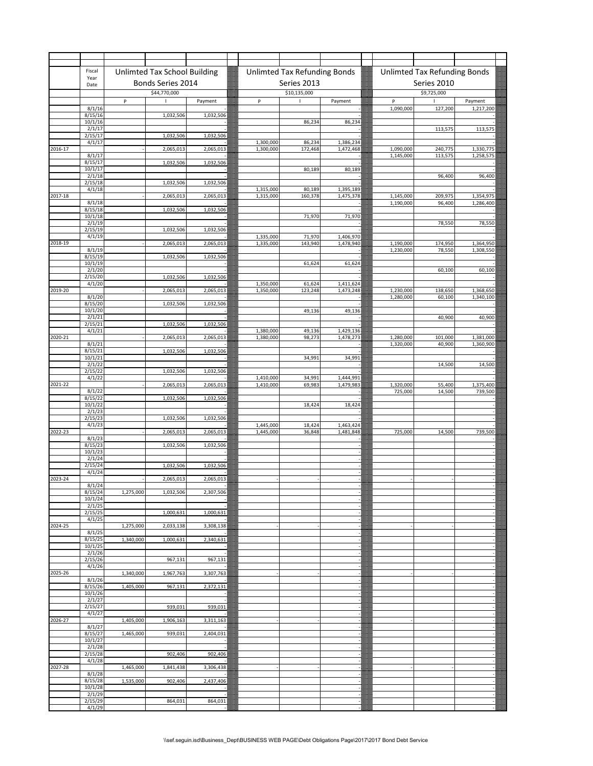| Fiscal Year | Date | Unlimted Tax School Building Bonds Series 2014 | | | Unlimted Tax Refunding Bonds Series 2013 | | | Unlimted Tax Refunding Bonds Series 2010 | | |
|---|---|---|---|---|---|---|---|---|---|---|
| | | $44,770,000 | | | $10,135,000 | | | $9,725,000 | | |
| | | P | I | Payment | P | I | Payment | P | I | Payment |
| | 8/1/16 | | | - | | | - | 1,090,000 | 127,200 | 1,217,200 |
| | 8/15/16 | | 1,032,506 | 1,032,506 | | | - | | | - |
| | 10/1/16 | | | - | | 86,234 | 86,234 | | | - |
| | 2/1/17 | | | - | | | - | | 113,575 | 113,575 |
| | 2/15/17 | | 1,032,506 | 1,032,506 | | | - | | | - |
| | 4/1/17 | | | - | 1,300,000 | 86,234 | 1,386,234 | | | - |
| 2016-17 | | - | 2,065,013 | 2,065,013 | 1,300,000 | 172,468 | 1,472,468 | 1,090,000 | 240,775 | 1,330,775 |
| | 8/1/17 | | | - | | | - | 1,145,000 | 113,575 | 1,258,575 |
| | 8/15/17 | | 1,032,506 | 1,032,506 | | | - | | | - |
| | 10/1/17 | | | - | | 80,189 | 80,189 | | | - |
| | 2/1/18 | | | - | | | - | | 96,400 | 96,400 |
| | 2/15/18 | | 1,032,506 | 1,032,506 | | | - | | | - |
| | 4/1/18 | | | - | 1,315,000 | 80,189 | 1,395,189 | | | - |
| 2017-18 | | - | 2,065,013 | 2,065,013 | 1,315,000 | 160,378 | 1,475,378 | 1,145,000 | 209,975 | 1,354,975 |
| | 8/1/18 | | | - | | | - | 1,190,000 | 96,400 | 1,286,400 |
| | 8/15/18 | | 1,032,506 | 1,032,506 | | | - | | | - |
| | 10/1/18 | | | - | | 71,970 | 71,970 | | | - |
| | 2/1/19 | | | - | | | - | | 78,550 | 78,550 |
| | 2/15/19 | | 1,032,506 | 1,032,506 | | | - | | | - |
| | 4/1/19 | | | - | 1,335,000 | 71,970 | 1,406,970 | | | - |
| 2018-19 | | - | 2,065,013 | 2,065,013 | 1,335,000 | 143,940 | 1,478,940 | 1,190,000 | 174,950 | 1,364,950 |
| | 8/1/19 | | | - | | | - | 1,230,000 | 78,550 | 1,308,550 |
| | 8/15/19 | | 1,032,506 | 1,032,506 | | | - | | | - |
| | 10/1/19 | | | - | | 61,624 | 61,624 | | | - |
| | 2/1/20 | | | - | | | - | | 60,100 | 60,100 |
| | 2/15/20 | | 1,032,506 | 1,032,506 | | | - | | | - |
| | 4/1/20 | | | - | 1,350,000 | 61,624 | 1,411,624 | | | - |
| 2019-20 | | - | 2,065,013 | 2,065,013 | 1,350,000 | 123,248 | 1,473,248 | 1,230,000 | 138,650 | 1,368,650 |
| | 8/1/20 | | | - | | | - | 1,280,000 | 60,100 | 1,340,100 |
| | 8/15/20 | | 1,032,506 | 1,032,506 | | | - | | | - |
| | 10/1/20 | | | - | | 49,136 | 49,136 | | | - |
| | 2/1/21 | | | - | | | - | | 40,900 | 40,900 |
| | 2/15/21 | | 1,032,506 | 1,032,506 | | | - | | | - |
| | 4/1/21 | | | - | 1,380,000 | 49,136 | 1,429,136 | | | - |
| 2020-21 | | - | 2,065,013 | 2,065,013 | 1,380,000 | 98,273 | 1,478,273 | 1,280,000 | 101,000 | 1,381,000 |
| | 8/1/21 | | | - | | | - | 1,320,000 | 40,900 | 1,360,900 |
| | 8/15/21 | | 1,032,506 | 1,032,506 | | | - | | | - |
| | 10/1/21 | | | - | | 34,991 | 34,991 | | | - |
| | 2/1/22 | | | - | | | - | | 14,500 | 14,500 |
| | 2/15/22 | | 1,032,506 | 1,032,506 | | | - | | | - |
| | 4/1/22 | | | - | 1,410,000 | 34,991 | 1,444,991 | | | - |
| 2021-22 | | - | 2,065,013 | 2,065,013 | 1,410,000 | 69,983 | 1,479,983 | 1,320,000 | 55,400 | 1,375,400 |
| | 8/1/22 | | | - | | | - | 725,000 | 14,500 | 739,500 |
| | 8/15/22 | | 1,032,506 | 1,032,506 | | | - | | | - |
| | 10/1/22 | | | - | | 18,424 | 18,424 | | | - |
| | 2/1/23 | | | - | | | - | | | - |
| | 2/15/23 | | 1,032,506 | 1,032,506 | | | - | | | - |
| | 4/1/23 | | | - | 1,445,000 | 18,424 | 1,463,424 | | | - |
| 2022-23 | | - | 2,065,013 | 2,065,013 | 1,445,000 | 36,848 | 1,481,848 | 725,000 | 14,500 | 739,500 |
| | 8/1/23 | | | - | | | - | | | - |
| | 8/15/23 | | 1,032,506 | 1,032,506 | | | - | | | - |
| | 10/1/23 | | | - | | | - | | | - |
| | 2/1/24 | | | - | | | - | | | - |
| | 2/15/24 | | 1,032,506 | 1,032,506 | | | - | | | - |
| | 4/1/24 | | | - | | | - | | | - |
| 2023-24 | | - | 2,065,013 | 2,065,013 | - | - | - | - | - | - |
| | 8/1/24 | | | - | | | - | | | - |
| | 8/15/24 | 1,275,000 | 1,032,506 | 2,307,506 | | | - | | | - |
| | 10/1/24 | | | - | | | - | | | - |
| | 2/1/25 | | | - | | | - | | | - |
| | 2/15/25 | | 1,000,631 | 1,000,631 | | | - | | | - |
| | 4/1/25 | | | - | | | - | | | - |
| 2024-25 | | 1,275,000 | 2,033,138 | 3,308,138 | - | - | - | - | - | - |
| | 8/1/25 | | | - | | | - | | | - |
| | 8/15/25 | 1,340,000 | 1,000,631 | 2,340,631 | | | - | | | - |
| | 10/1/25 | | | - | | | - | | | - |
| | 2/1/26 | | | - | | | - | | | - |
| | 2/15/26 | | 967,131 | 967,131 | | | - | | | - |
| | 4/1/26 | | | - | | | - | | | - |
| 2025-26 | | 1,340,000 | 1,967,763 | 3,307,763 | - | - | - | - | - | - |
| | 8/1/26 | | | - | | | - | | | - |
| | 8/15/26 | 1,405,000 | 967,131 | 2,372,131 | | | - | | | - |
| | 10/1/26 | | | - | | | - | | | - |
| | 2/1/27 | | | - | | | - | | | - |
| | 2/15/27 | | 939,031 | 939,031 | | | - | | | - |
| | 4/1/27 | | | - | | | - | | | - |
| 2026-27 | | 1,405,000 | 1,906,163 | 3,311,163 | - | - | - | - | - | - |
| | 8/1/27 | | | - | | | - | | | - |
| | 8/15/27 | 1,465,000 | 939,031 | 2,404,031 | | | - | | | - |
| | 10/1/27 | | | - | | | - | | | - |
| | 2/1/28 | | | - | | | - | | | - |
| | 2/15/28 | | 902,406 | 902,406 | | | - | | | - |
| | 4/1/28 | | | - | | | - | | | - |
| 2027-28 | | 1,465,000 | 1,841,438 | 3,306,438 | - | - | - | - | - | - |
| | 8/1/28 | | | - | | | - | | | - |
| | 8/15/28 | 1,535,000 | 902,406 | 2,437,406 | | | - | | | - |
| | 10/1/28 | | | - | | | - | | | - |
| | 2/1/29 | | | - | | | - | | | - |
| | 2/15/29 | | 864,031 | 864,031 | | | - | | | - |
| | 4/1/29 | | | - | | | - | | | - |

\\sef.seguin.isd\Business_Dept\BUSINESS WEB PAGE\Debt Obligations Page\2017\2017 Bond Debt Service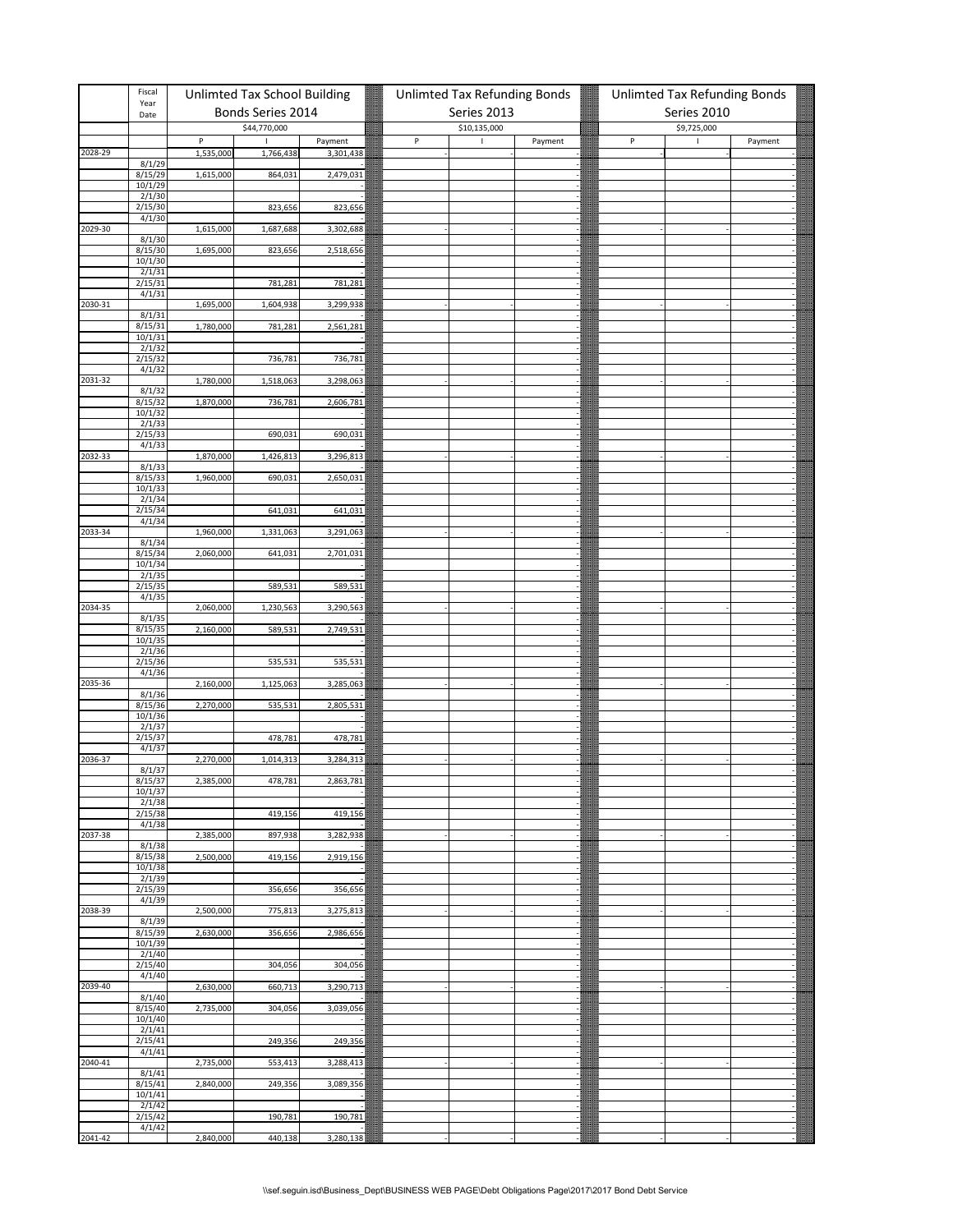| | Fiscal Year Date | Unlimted Tax School Building Bonds Series 2014 | | | Unlimted Tax Refunding Bonds Series 2013 | | | Unlimted Tax Refunding Bonds Series 2010 | | |
|---|---|---|---|---|---|---|---|---|---|---|
| | | $44,770,000 | | | $10,135,000 | | | $9,725,000 | | |
| | | P | I | Payment | P | I | Payment | P | I | Payment |
| 2028-29 | | 1,535,000 | 1,766,438 | 3,301,438 | - | - | - | - | - | - |
| | 8/1/29 | | | - | | | - | | | - |
| | 8/15/29 | 1,615,000 | 864,031 | 2,479,031 | | | - | | | - |
| | 10/1/29 | | | - | | | - | | | - |
| | 2/1/30 | | | - | | | - | | | - |
| | 2/15/30 | | 823,656 | 823,656 | | | - | | | - |
| | 4/1/30 | | | - | | | - | | | - |
| 2029-30 | | 1,615,000 | 1,687,688 | 3,302,688 | - | - | - | - | - | - |
| | 8/1/30 | | | - | | | - | | | - |
| | 8/15/30 | 1,695,000 | 823,656 | 2,518,656 | | | - | | | - |
| | 10/1/30 | | | - | | | - | | | - |
| | 2/1/31 | | | - | | | - | | | - |
| | 2/15/31 | | 781,281 | 781,281 | | | - | | | - |
| | 4/1/31 | | | - | | | - | | | - |
| 2030-31 | | 1,695,000 | 1,604,938 | 3,299,938 | - | - | - | - | - | - |
| | 8/1/31 | | | - | | | - | | | - |
| | 8/15/31 | 1,780,000 | 781,281 | 2,561,281 | | | - | | | - |
| | 10/1/31 | | | - | | | - | | | - |
| | 2/1/32 | | | - | | | - | | | - |
| | 2/15/32 | | 736,781 | 736,781 | | | - | | | - |
| | 4/1/32 | | | - | | | - | | | - |
| 2031-32 | | 1,780,000 | 1,518,063 | 3,298,063 | - | - | - | - | - | - |
| | 8/1/32 | | | - | | | - | | | - |
| | 8/15/32 | 1,870,000 | 736,781 | 2,606,781 | | | - | | | - |
| | 10/1/32 | | | - | | | - | | | - |
| | 2/1/33 | | | - | | | - | | | - |
| | 2/15/33 | | 690,031 | 690,031 | | | - | | | - |
| | 4/1/33 | | | - | | | - | | | - |
| 2032-33 | | 1,870,000 | 1,426,813 | 3,296,813 | - | - | - | - | - | - |
| | 8/1/33 | | | - | | | - | | | - |
| | 8/15/33 | 1,960,000 | 690,031 | 2,650,031 | | | - | | | - |
| | 10/1/33 | | | - | | | - | | | - |
| | 2/1/34 | | | - | | | - | | | - |
| | 2/15/34 | | 641,031 | 641,031 | | | - | | | - |
| | 4/1/34 | | | - | | | - | | | - |
| 2033-34 | | 1,960,000 | 1,331,063 | 3,291,063 | - | - | - | - | - | - |
| | 8/1/34 | | | - | | | - | | | - |
| | 8/15/34 | 2,060,000 | 641,031 | 2,701,031 | | | - | | | - |
| | 10/1/34 | | | - | | | - | | | - |
| | 2/1/35 | | | - | | | - | | | - |
| | 2/15/35 | | 589,531 | 589,531 | | | - | | | - |
| | 4/1/35 | | | - | | | - | | | - |
| 2034-35 | | 2,060,000 | 1,230,563 | 3,290,563 | - | - | - | - | - | - |
| | 8/1/35 | | | - | | | - | | | - |
| | 8/15/35 | 2,160,000 | 589,531 | 2,749,531 | | | - | | | - |
| | 10/1/35 | | | - | | | - | | | - |
| | 2/1/36 | | | - | | | - | | | - |
| | 2/15/36 | | 535,531 | 535,531 | | | - | | | - |
| | 4/1/36 | | | - | | | - | | | - |
| 2035-36 | | 2,160,000 | 1,125,063 | 3,285,063 | - | - | - | - | - | - |
| | 8/1/36 | | | - | | | - | | | - |
| | 8/15/36 | 2,270,000 | 535,531 | 2,805,531 | | | - | | | - |
| | 10/1/36 | | | - | | | - | | | - |
| | 2/1/37 | | | - | | | - | | | - |
| | 2/15/37 | | 478,781 | 478,781 | | | - | | | - |
| | 4/1/37 | | | - | | | - | | | - |
| 2036-37 | | 2,270,000 | 1,014,313 | 3,284,313 | - | - | - | - | - | - |
| | 8/1/37 | | | - | | | - | | | - |
| | 8/15/37 | 2,385,000 | 478,781 | 2,863,781 | | | - | | | - |
| | 10/1/37 | | | - | | | - | | | - |
| | 2/1/38 | | | - | | | - | | | - |
| | 2/15/38 | | 419,156 | 419,156 | | | - | | | - |
| | 4/1/38 | | | - | | | - | | | - |
| 2037-38 | | 2,385,000 | 897,938 | 3,282,938 | - | - | - | - | - | - |
| | 8/1/38 | | | - | | | - | | | - |
| | 8/15/38 | 2,500,000 | 419,156 | 2,919,156 | | | - | | | - |
| | 10/1/38 | | | - | | | - | | | - |
| | 2/1/39 | | | - | | | - | | | - |
| | 2/15/39 | | 356,656 | 356,656 | | | - | | | - |
| | 4/1/39 | | | - | | | - | | | - |
| 2038-39 | | 2,500,000 | 775,813 | 3,275,813 | - | - | - | - | - | - |
| | 8/1/39 | | | - | | | - | | | - |
| | 8/15/39 | 2,630,000 | 356,656 | 2,986,656 | | | - | | | - |
| | 10/1/39 | | | - | | | - | | | - |
| | 2/1/40 | | | - | | | - | | | - |
| | 2/15/40 | | 304,056 | 304,056 | | | - | | | - |
| | 4/1/40 | | | - | | | - | | | - |
| 2039-40 | | 2,630,000 | 660,713 | 3,290,713 | - | - | - | - | - | - |
| | 8/1/40 | | | - | | | - | | | - |
| | 8/15/40 | 2,735,000 | 304,056 | 3,039,056 | | | - | | | - |
| | 10/1/40 | | | - | | | - | | | - |
| | 2/1/41 | | | - | | | - | | | - |
| | 2/15/41 | | 249,356 | 249,356 | | | - | | | - |
| | 4/1/41 | | | - | | | - | | | - |
| 2040-41 | | 2,735,000 | 553,413 | 3,288,413 | - | - | - | - | - | - |
| | 8/1/41 | | | - | | | - | | | - |
| | 8/15/41 | 2,840,000 | 249,356 | 3,089,356 | | | - | | | - |
| | 10/1/41 | | | - | | | - | | | - |
| | 2/1/42 | | | - | | | - | | | - |
| | 2/15/42 | | 190,781 | 190,781 | | | - | | | - |
| | 4/1/42 | | | - | | | - | | | - |
| 2041-42 | | 2,840,000 | 440,138 | 3,280,138 | - | - | - | - | - | - |

\\sef.seguin.isd\Business_Dept\BUSINESS WEB PAGE\Debt Obligations Page\2017\2017 Bond Debt Service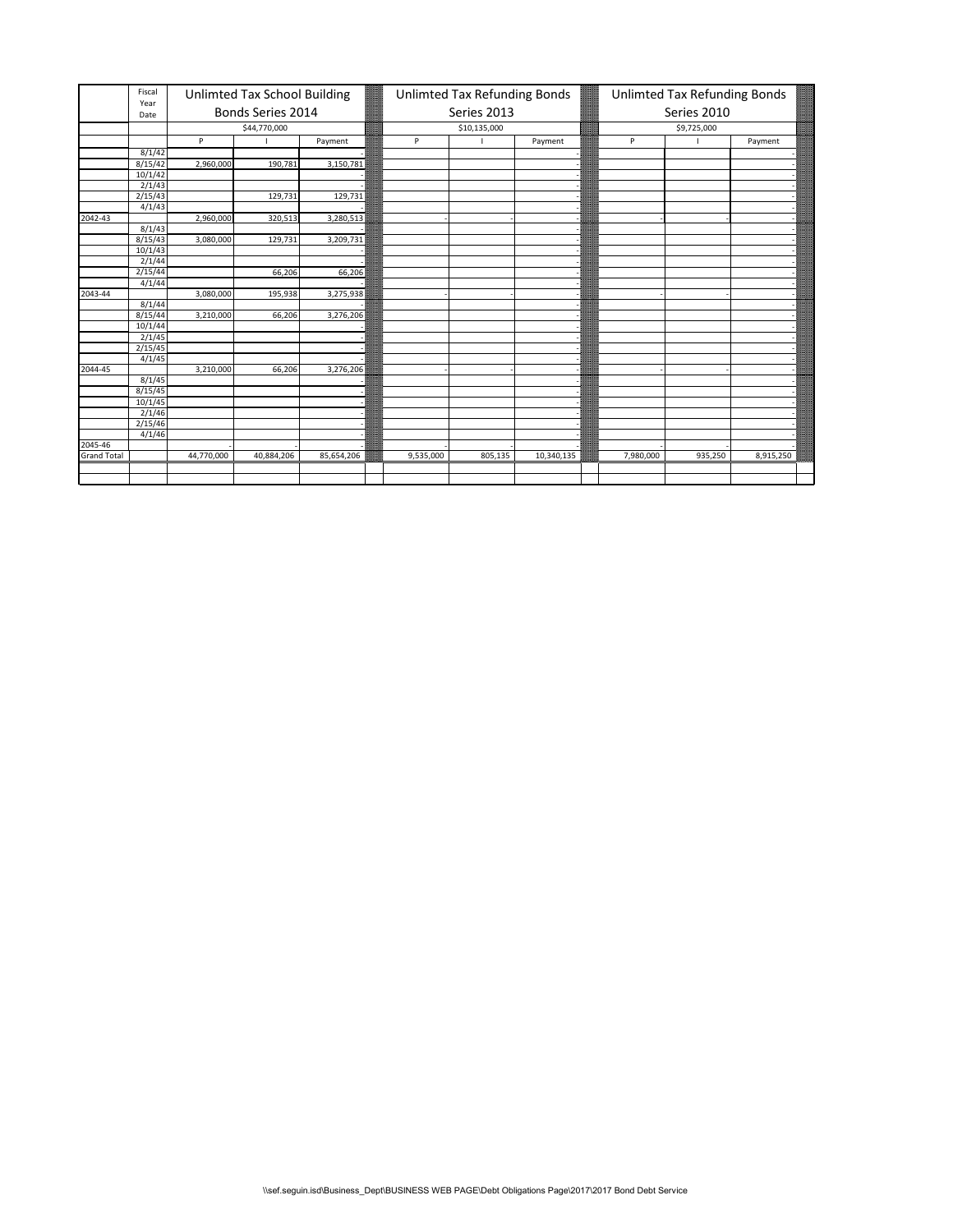| | Fiscal Year Date | Unlimted Tax School Building Bonds Series 2014 | | | Unlimted Tax Refunding Bonds Series 2013 | | | Unlimted Tax Refunding Bonds Series 2010 | | |
|---|---|---|---|---|---|---|---|---|---|---|
| | | $44,770,000 | | | $10,135,000 | | | $9,725,000 | | |
| | | P | I | Payment | P | I | Payment | P | I | Payment |
| | 8/1/42 | | | - | | | - | | | - |
| | 8/15/42 | 2,960,000 | 190,781 | 3,150,781 | | | - | | | - |
| | 10/1/42 | | | - | | | - | | | - |
| | 2/1/43 | | | - | | | - | | | - |
| | 2/15/43 | | 129,731 | 129,731 | | | - | | | - |
| | 4/1/43 | | | - | | | - | | | - |
| 2042-43 | | 2,960,000 | 320,513 | 3,280,513 | - | - | - | - | - | - |
| | 8/1/43 | | | - | | | - | | | - |
| | 8/15/43 | 3,080,000 | 129,731 | 3,209,731 | | | - | | | - |
| | 10/1/43 | | | - | | | - | | | - |
| | 2/1/44 | | | - | | | - | | | - |
| | 2/15/44 | | 66,206 | 66,206 | | | - | | | - |
| | 4/1/44 | | | - | | | - | | | - |
| 2043-44 | | 3,080,000 | 195,938 | 3,275,938 | - | - | - | - | - | - |
| | 8/1/44 | | | - | | | - | | | - |
| | 8/15/44 | 3,210,000 | 66,206 | 3,276,206 | | | - | | | - |
| | 10/1/44 | | | - | | | - | | | - |
| | 2/1/45 | | | - | | | - | | | - |
| | 2/15/45 | | | - | | | - | | | - |
| | 4/1/45 | | | - | | | - | | | - |
| 2044-45 | | 3,210,000 | 66,206 | 3,276,206 | - | - | - | - | - | - |
| | 8/1/45 | | | - | | | - | | | - |
| | 8/15/45 | | | - | | | - | | | - |
| | 10/1/45 | | | - | | | - | | | - |
| | 2/1/46 | | | - | | | - | | | - |
| | 2/15/46 | | | - | | | - | | | - |
| | 4/1/46 | | | - | | | - | | | - |
| 2045-46 | | - | - | - | - | - | - | - | - | - |
| Grand Total | | 44,770,000 | 40,884,206 | 85,654,206 | 9,535,000 | 805,135 | 10,340,135 | 7,980,000 | 935,250 | 8,915,250 |

\\sef.seguin.isd\Business_Dept\BUSINESS WEB PAGE\Debt Obligations Page\2017\2017 Bond Debt Service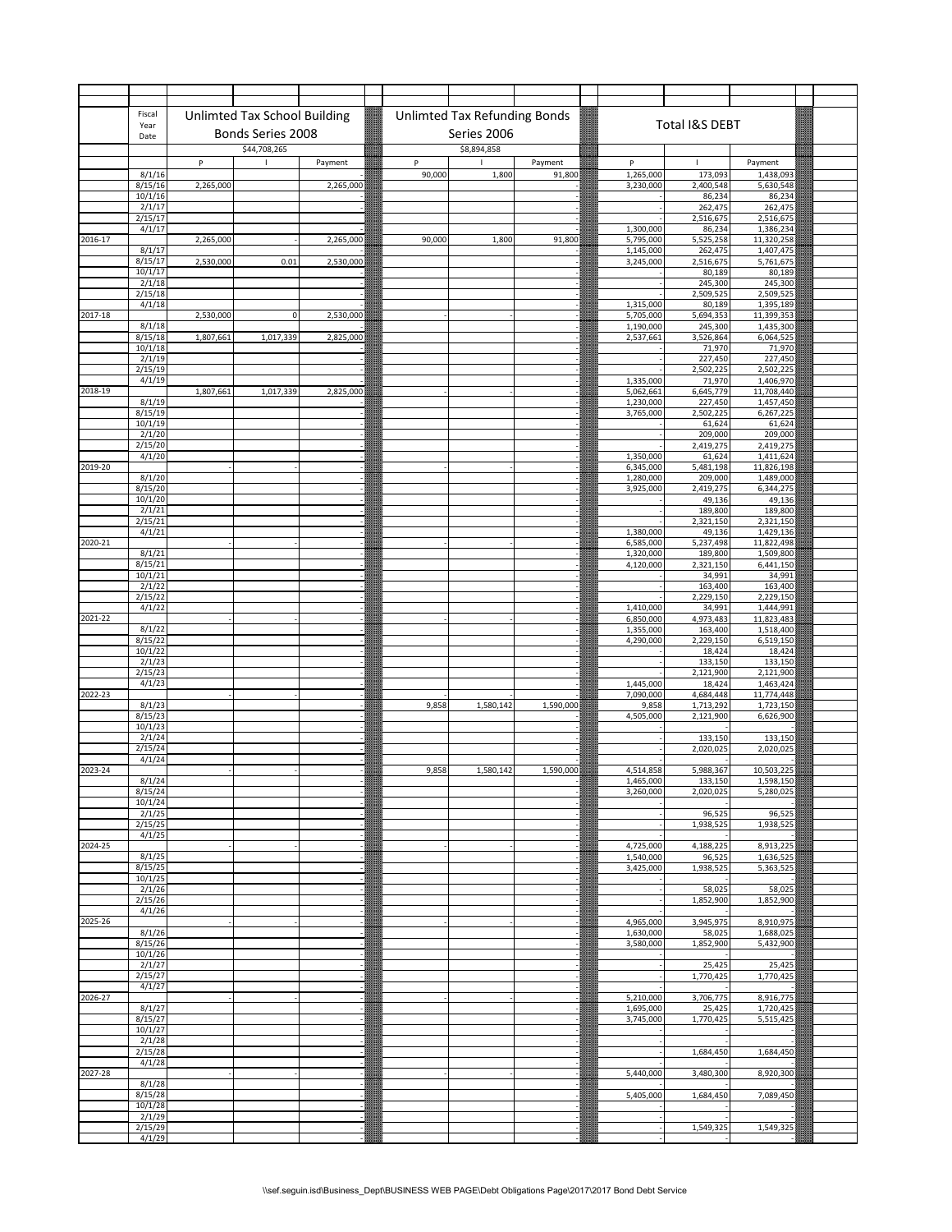| Fiscal Year | Date | Unlimted Tax School Building Bonds Series 2008 | | | Unlimted Tax Refunding Bonds Series 2006 | | | Total I&S DEBT | | |
|---|---|---|---|---|---|---|---|---|---|---|
| | | $44,708,265 | | | $8,894,858 | | | | | |
| | | P | I | Payment | P | I | Payment | P | I | Payment |
| | 8/1/16 | | | - | 90,000 | 1,800 | 91,800 | 1,265,000 | 173,093 | 1,438,093 |
| | 8/15/16 | 2,265,000 | | 2,265,000 | | | - | 3,230,000 | 2,400,548 | 5,630,548 |
| | 10/1/16 | | | - | | | - | - | 86,234 | 86,234 |
| | 2/1/17 | | | - | | | - | - | 262,475 | 262,475 |
| | 2/15/17 | | | - | | | - | - | 2,516,675 | 2,516,675 |
| | 4/1/17 | | | - | | | - | 1,300,000 | 86,234 | 1,386,234 |
| 2016-17 | | 2,265,000 | - | 2,265,000 | 90,000 | 1,800 | 91,800 | 5,795,000 | 5,525,258 | 11,320,258 |
| | 8/1/17 | | | - | | | - | 1,145,000 | 262,475 | 1,407,475 |
| | 8/15/17 | 2,530,000 | 0.01 | 2,530,000 | | | - | 3,245,000 | 2,516,675 | 5,761,675 |
| | 10/1/17 | | | - | | | - | - | 80,189 | 80,189 |
| | 2/1/18 | | | - | | | - | - | 245,300 | 245,300 |
| | 2/15/18 | | | - | | | - | - | 2,509,525 | 2,509,525 |
| | 4/1/18 | | | - | | | - | 1,315,000 | 80,189 | 1,395,189 |
| 2017-18 | | 2,530,000 | 0 | 2,530,000 | - | - | - | 5,705,000 | 5,694,353 | 11,399,353 |
| | 8/1/18 | | | - | | | - | 1,190,000 | 245,300 | 1,435,300 |
| | 8/15/18 | 1,807,661 | 1,017,339 | 2,825,000 | | | - | 2,537,661 | 3,526,864 | 6,064,525 |
| | 10/1/18 | | | - | | | - | - | 71,970 | 71,970 |
| | 2/1/19 | | | - | | | - | - | 227,450 | 227,450 |
| | 2/15/19 | | | - | | | - | - | 2,502,225 | 2,502,225 |
| | 4/1/19 | | | - | | | - | 1,335,000 | 71,970 | 1,406,970 |
| 2018-19 | | 1,807,661 | 1,017,339 | 2,825,000 | - | - | - | 5,062,661 | 6,645,779 | 11,708,440 |
| | 8/1/19 | | | - | | | - | 1,230,000 | 227,450 | 1,457,450 |
| | 8/15/19 | | | - | | | - | 3,765,000 | 2,502,225 | 6,267,225 |
| | 10/1/19 | | | - | | | - | - | 61,624 | 61,624 |
| | 2/1/20 | | | - | | | - | - | 209,000 | 209,000 |
| | 2/15/20 | | | - | | | - | - | 2,419,275 | 2,419,275 |
| | 4/1/20 | | | - | | | - | 1,350,000 | 61,624 | 1,411,624 |
| 2019-20 | | - | - | - | - | - | - | 6,345,000 | 5,481,198 | 11,826,198 |
| | 8/1/20 | | | - | | | - | 1,280,000 | 209,000 | 1,489,000 |
| | 8/15/20 | | | - | | | - | 3,925,000 | 2,419,275 | 6,344,275 |
| | 10/1/20 | | | - | | | - | - | 49,136 | 49,136 |
| | 2/1/21 | | | - | | | - | - | 189,800 | 189,800 |
| | 2/15/21 | | | - | | | - | - | 2,321,150 | 2,321,150 |
| | 4/1/21 | | | - | | | - | 1,380,000 | 49,136 | 1,429,136 |
| 2020-21 | | - | - | - | - | - | - | 6,585,000 | 5,237,498 | 11,822,498 |
| | 8/1/21 | | | - | | | - | 1,320,000 | 189,800 | 1,509,800 |
| | 8/15/21 | | | - | | | - | 4,120,000 | 2,321,150 | 6,441,150 |
| | 10/1/21 | | | - | | | - | - | 34,991 | 34,991 |
| | 2/1/22 | | | - | | | - | - | 163,400 | 163,400 |
| | 2/15/22 | | | - | | | - | - | 2,229,150 | 2,229,150 |
| | 4/1/22 | | | - | | | - | 1,410,000 | 34,991 | 1,444,991 |
| 2021-22 | | - | - | - | - | - | - | 6,850,000 | 4,973,483 | 11,823,483 |
| | 8/1/22 | | | - | | | - | 1,355,000 | 163,400 | 1,518,400 |
| | 8/15/22 | | | - | | | - | 4,290,000 | 2,229,150 | 6,519,150 |
| | 10/1/22 | | | - | | | - | - | 18,424 | 18,424 |
| | 2/1/23 | | | - | | | - | - | 133,150 | 133,150 |
| | 2/15/23 | | | - | | | - | - | 2,121,900 | 2,121,900 |
| | 4/1/23 | | | - | | | - | 1,445,000 | 18,424 | 1,463,424 |
| 2022-23 | | - | - | - | - | - | - | 7,090,000 | 4,684,448 | 11,774,448 |
| | 8/1/23 | | | - | 9,858 | 1,580,142 | 1,590,000 | 9,858 | 1,713,292 | 1,723,150 |
| | 8/15/23 | | | - | | | - | 4,505,000 | 2,121,900 | 6,626,900 |
| | 10/1/23 | | | - | | | - | | | - |
| | 2/1/24 | | | - | | | - | - | 133,150 | 133,150 |
| | 2/15/24 | | | - | | | - | - | 2,020,025 | 2,020,025 |
| | 4/1/24 | | | - | | | - | | | - |
| 2023-24 | | - | - | - | 9,858 | 1,580,142 | 1,590,000 | 4,514,858 | 5,988,367 | 10,503,225 |
| | 8/1/24 | | | - | | | - | 1,465,000 | 133,150 | 1,598,150 |
| | 8/15/24 | | | - | | | - | 3,260,000 | 2,020,025 | 5,280,025 |
| | 10/1/24 | | | - | | | - | | | - |
| | 2/1/25 | | | - | | | - | - | 96,525 | 96,525 |
| | 2/15/25 | | | - | | | - | - | 1,938,525 | 1,938,525 |
| | 4/1/25 | | | - | | | - | | | - |
| 2024-25 | | - | - | - | - | - | - | 4,725,000 | 4,188,225 | 8,913,225 |
| | 8/1/25 | | | - | | | - | 1,540,000 | 96,525 | 1,636,525 |
| | 8/15/25 | | | - | | | - | 3,425,000 | 1,938,525 | 5,363,525 |
| | 10/1/25 | | | - | | | - | | | - |
| | 2/1/26 | | | - | | | - | - | 58,025 | 58,025 |
| | 2/15/26 | | | - | | | - | - | 1,852,900 | 1,852,900 |
| | 4/1/26 | | | - | | | - | | | - |
| 2025-26 | | - | - | - | - | - | - | 4,965,000 | 3,945,975 | 8,910,975 |
| | 8/1/26 | | | - | | | - | 1,630,000 | 58,025 | 1,688,025 |
| | 8/15/26 | | | - | | | - | 3,580,000 | 1,852,900 | 5,432,900 |
| | 10/1/26 | | | - | | | - | | | - |
| | 2/1/27 | | | - | | | - | - | 25,425 | 25,425 |
| | 2/15/27 | | | - | | | - | - | 1,770,425 | 1,770,425 |
| | 4/1/27 | | | - | | | - | | | - |
| 2026-27 | | - | - | - | - | - | - | 5,210,000 | 3,706,775 | 8,916,775 |
| | 8/1/27 | | | - | | | - | 1,695,000 | 25,425 | 1,720,425 |
| | 8/15/27 | | | - | | | - | 3,745,000 | 1,770,425 | 5,515,425 |
| | 10/1/27 | | | - | | | - | | | - |
| | 2/1/28 | | | - | | | - | | | - |
| | 2/15/28 | | | - | | | - | - | 1,684,450 | 1,684,450 |
| | 4/1/28 | | | - | | | - | | | - |
| 2027-28 | | - | - | - | - | - | - | 5,440,000 | 3,480,300 | 8,920,300 |
| | 8/1/28 | | | - | | | - | | | - |
| | 8/15/28 | | | - | | | - | 5,405,000 | 1,684,450 | 7,089,450 |
| | 10/1/28 | | | - | | | - | | | - |
| | 2/1/29 | | | - | | | - | - | | - |
| | 2/15/29 | | | - | | | - | - | 1,549,325 | 1,549,325 |
| | 4/1/29 | | | - | | | - | - | | - |

\\sef.seguin.isd\Business_Dept\BUSINESS WEB PAGE\Debt Obligations Page\2017\2017 Bond Debt Service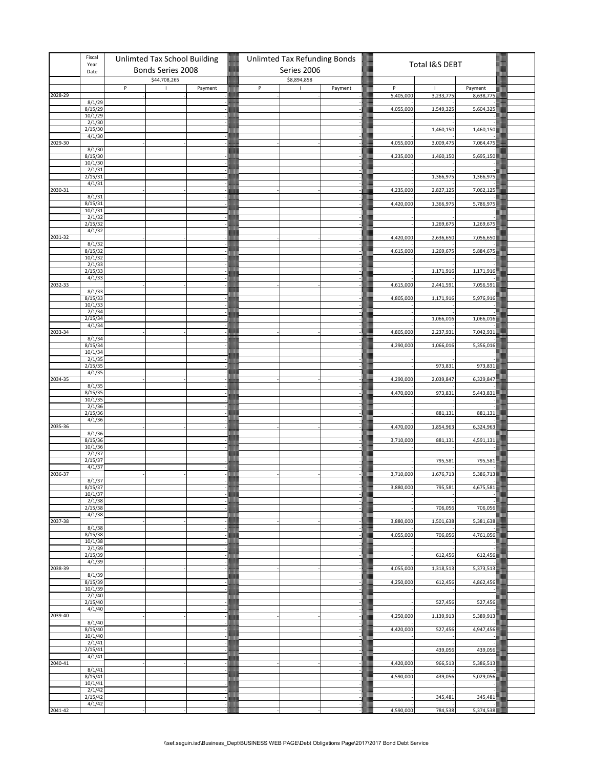| | Fiscal Year Date | Unlimted Tax School Building Bonds Series 2008 | | | Unlimted Tax Refunding Bonds Series 2006 | | | Total I&S DEBT | | |
|---|---|---|---|---|---|---|---|---|---|---|
| | | $44,708,265 | | | $8,894,858 | | | | | |
| | | P | I | Payment | P | I | Payment | P | I | Payment |
| 2028-29 | | - | - | - | - | - | - | 5,405,000 | 3,233,775 | 8,638,775 |
| | 8/1/29 | | | - | | | - | - | | - |
| | 8/15/29 | | | - | | | - | 4,055,000 | 1,549,325 | 5,604,325 |
| | 10/1/29 | | | - | | | - | - | | - |
| | 2/1/30 | | | - | | | - | - | | - |
| | 2/15/30 | | | - | | | - | - | 1,460,150 | 1,460,150 |
| | 4/1/30 | | | - | | | - | - | | - |
| 2029-30 | | - | - | - | - | - | - | 4,055,000 | 3,009,475 | 7,064,475 |
| | 8/1/30 | | | - | | | - | - | | - |
| | 8/15/30 | | | - | | | - | 4,235,000 | 1,460,150 | 5,695,150 |
| | 10/1/30 | | | - | | | - | - | | - |
| | 2/1/31 | | | - | | | - | - | | - |
| | 2/15/31 | | | - | | | - | - | 1,366,975 | 1,366,975 |
| | 4/1/31 | | | - | | | - | - | | - |
| 2030-31 | | - | - | - | - | - | - | 4,235,000 | 2,827,125 | 7,062,125 |
| | 8/1/31 | | | - | | | - | - | | - |
| | 8/15/31 | | | - | | | - | 4,420,000 | 1,366,975 | 5,786,975 |
| | 10/1/31 | | | - | | | - | - | | - |
| | 2/1/32 | | | - | | | - | - | | - |
| | 2/15/32 | | | - | | | - | - | 1,269,675 | 1,269,675 |
| | 4/1/32 | | | - | | | - | - | | - |
| 2031-32 | | - | - | - | - | - | - | 4,420,000 | 2,636,650 | 7,056,650 |
| | 8/1/32 | | | - | | | - | - | | - |
| | 8/15/32 | | | - | | | - | 4,615,000 | 1,269,675 | 5,884,675 |
| | 10/1/32 | | | - | | | - | - | | - |
| | 2/1/33 | | | - | | | - | - | | - |
| | 2/15/33 | | | - | | | - | - | 1,171,916 | 1,171,916 |
| | 4/1/33 | | | - | | | - | - | | - |
| 2032-33 | | - | - | - | - | - | - | 4,615,000 | 2,441,591 | 7,056,591 |
| | 8/1/33 | | | - | | | - | - | | - |
| | 8/15/33 | | | - | | | - | 4,805,000 | 1,171,916 | 5,976,916 |
| | 10/1/33 | | | - | | | - | - | | - |
| | 2/1/34 | | | - | | | - | - | | - |
| | 2/15/34 | | | - | | | - | - | 1,066,016 | 1,066,016 |
| | 4/1/34 | | | - | | | - | - | | - |
| 2033-34 | | - | - | - | - | - | - | 4,805,000 | 2,237,931 | 7,042,931 |
| | 8/1/34 | | | - | | | - | - | | - |
| | 8/15/34 | | | - | | | - | 4,290,000 | 1,066,016 | 5,356,016 |
| | 10/1/34 | | | - | | | - | - | | - |
| | 2/1/35 | | | - | | | - | - | | - |
| | 2/15/35 | | | - | | | - | - | 973,831 | 973,831 |
| | 4/1/35 | | | - | | | - | - | | - |
| 2034-35 | | - | - | - | - | - | - | 4,290,000 | 2,039,847 | 6,329,847 |
| | 8/1/35 | | | - | | | - | - | | - |
| | 8/15/35 | | | - | | | - | 4,470,000 | 973,831 | 5,443,831 |
| | 10/1/35 | | | - | | | - | - | | - |
| | 2/1/36 | | | - | | | - | - | | - |
| | 2/15/36 | | | - | | | - | - | 881,131 | 881,131 |
| | 4/1/36 | | | - | | | - | - | | - |
| 2035-36 | | - | - | - | - | - | - | 4,470,000 | 1,854,963 | 6,324,963 |
| | 8/1/36 | | | - | | | - | - | | - |
| | 8/15/36 | | | - | | | - | 3,710,000 | 881,131 | 4,591,131 |
| | 10/1/36 | | | - | | | - | - | | - |
| | 2/1/37 | | | - | | | - | - | | - |
| | 2/15/37 | | | - | | | - | - | 795,581 | 795,581 |
| | 4/1/37 | | | - | | | - | - | | - |
| 2036-37 | | - | - | - | - | - | - | 3,710,000 | 1,676,713 | 5,386,713 |
| | 8/1/37 | | | - | | | - | - | | - |
| | 8/15/37 | | | - | | | - | 3,880,000 | 795,581 | 4,675,581 |
| | 10/1/37 | | | - | | | - | - | | - |
| | 2/1/38 | | | - | | | - | - | | - |
| | 2/15/38 | | | - | | | - | - | 706,056 | 706,056 |
| | 4/1/38 | | | - | | | - | - | | - |
| 2037-38 | | - | - | - | - | - | - | 3,880,000 | 1,501,638 | 5,381,638 |
| | 8/1/38 | | | - | | | - | - | | - |
| | 8/15/38 | | | - | | | - | 4,055,000 | 706,056 | 4,761,056 |
| | 10/1/38 | | | - | | | - | - | | - |
| | 2/1/39 | | | - | | | - | - | | - |
| | 2/15/39 | | | - | | | - | - | 612,456 | 612,456 |
| | 4/1/39 | | | - | | | - | - | | - |
| 2038-39 | | - | - | - | - | - | - | 4,055,000 | 1,318,513 | 5,373,513 |
| | 8/1/39 | | | - | | | - | - | | - |
| | 8/15/39 | | | - | | | - | 4,250,000 | 612,456 | 4,862,456 |
| | 10/1/39 | | | - | | | - | - | | - |
| | 2/1/40 | | | - | | | - | - | | - |
| | 2/15/40 | | | - | | | - | - | 527,456 | 527,456 |
| | 4/1/40 | | | - | | | - | - | | - |
| 2039-40 | | - | - | - | - | - | - | 4,250,000 | 1,139,913 | 5,389,913 |
| | 8/1/40 | | | - | | | - | - | | - |
| | 8/15/40 | | | - | | | - | 4,420,000 | 527,456 | 4,947,456 |
| | 10/1/40 | | | - | | | - | - | | - |
| | 2/1/41 | | | - | | | - | - | | - |
| | 2/15/41 | | | - | | | - | - | 439,056 | 439,056 |
| | 4/1/41 | | | - | | | - | - | | - |
| 2040-41 | | - | - | - | - | - | - | 4,420,000 | 966,513 | 5,386,513 |
| | 8/1/41 | | | - | | | - | - | | - |
| | 8/15/41 | | | - | | | - | 4,590,000 | 439,056 | 5,029,056 |
| | 10/1/41 | | | - | | | - | - | | - |
| | 2/1/42 | | | - | | | - | - | | - |
| | 2/15/42 | | | - | | | - | - | 345,481 | 345,481 |
| | 4/1/42 | | | - | | | - | - | | - |
| 2041-42 | | - | - | - | - | - | - | 4,590,000 | 784,538 | 5,374,538 |

\\sef.seguin.isd\Business_Dept\BUSINESS WEB PAGE\Debt Obligations Page\2017\2017 Bond Debt Service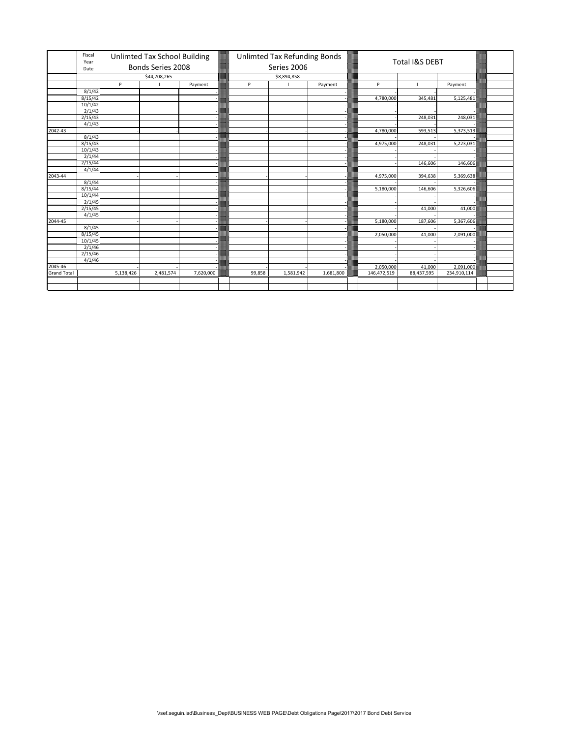| | Fiscal Year Date | Unlimted Tax School Building Bonds Series 2008 | | | Unlimted Tax Refunding Bonds Series 2006 | | | Total I&S DEBT | | |
|---|---|---|---|---|---|---|---|---|---|---|
| | | $44,708,265 | | | $8,894,858 | | | | | |
| | | P | I | Payment | P | I | Payment | P | I | Payment |
| | 8/1/42 | | | - | | | - | - | - | - |
| | 8/15/42 | | | - | | | - | 4,780,000 | 345,481 | 5,125,481 |
| | 10/1/42 | | | - | | | - | - | | - |
| | 2/1/43 | | | - | | | - | - | - | - |
| | 2/15/43 | | | - | | | - | - | 248,031 | 248,031 |
| | 4/1/43 | | | - | | | - | - | | - |
| 2042-43 | | - | - | - | - | - | - | 4,780,000 | 593,513 | 5,373,513 |
| | 8/1/43 | | | - | | | - | - | - | - |
| | 8/15/43 | | | - | | | - | 4,975,000 | 248,031 | 5,223,031 |
| | 10/1/43 | | | - | | | - | - | - | - |
| | 2/1/44 | | | - | | | - | - | - | - |
| | 2/15/44 | | | - | | | - | - | 146,606 | 146,606 |
| | 4/1/44 | | | - | | | - | - | - | - |
| 2043-44 | | - | - | - | - | - | - | 4,975,000 | 394,638 | 5,369,638 |
| | 8/1/44 | | | - | | | - | - | - | - |
| | 8/15/44 | | | - | | | - | 5,180,000 | 146,606 | 5,326,606 |
| | 10/1/44 | | | - | | | - | - | | - |
| | 2/1/45 | | | - | | | - | - | - | - |
| | 2/15/45 | | | - | | | - | - | 41,000 | 41,000 |
| | 4/1/45 | | | - | | | - | - | - | - |
| 2044-45 | | - | - | - | - | - | - | 5,180,000 | 187,606 | 5,367,606 |
| | 8/1/45 | | | - | | | - | - | - | - |
| | 8/15/45 | | | - | | | - | 2,050,000 | 41,000 | 2,091,000 |
| | 10/1/45 | | | - | | | - | - | - | - |
| | 2/1/46 | | | - | | | - | - | - | - |
| | 2/15/46 | | | - | | | - | - | - | - |
| | 4/1/46 | | | - | | | - | - | - | - |
| 2045-46 | | - | - | - | - | - | - | 2,050,000 | 41,000 | 2,091,000 |
| Grand Total | | 5,138,426 | 2,481,574 | 7,620,000 | 99,858 | 1,581,942 | 1,681,800 | 146,472,519 | 88,437,595 | 234,910,114 |

\\sef.seguin.isd\Business_Dept\BUSINESS WEB PAGE\Debt Obligations Page\2017\2017 Bond Debt Service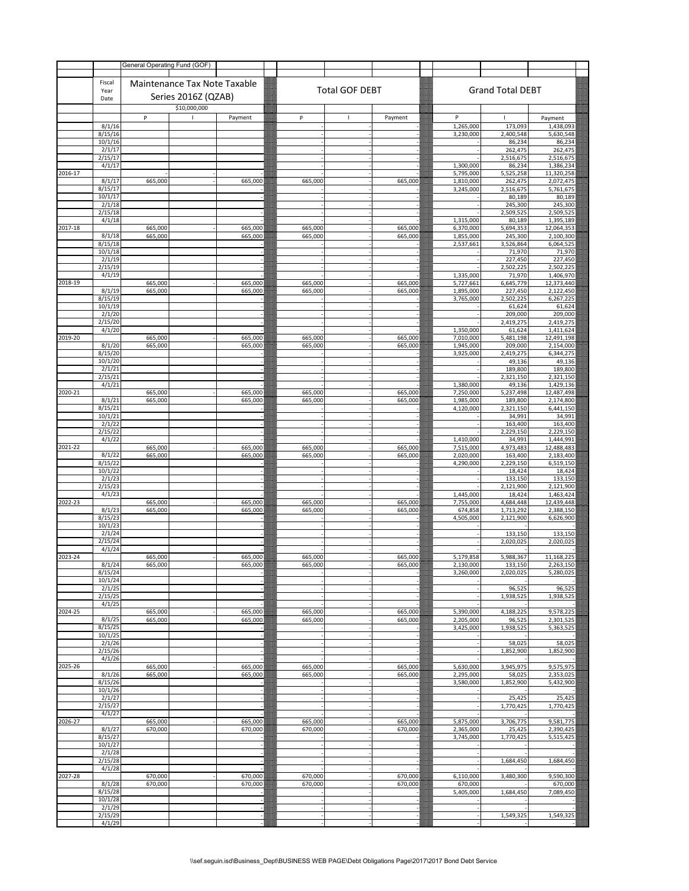| | | General Operating Fund (GOF) | | | | | | | | |
|---|---|---|---|---|---|---|---|---|---|---|
| | Fiscal Year Date | Maintenance Tax Note Taxable Series 2016Z (QZAB) | | | Total GOF DEBT | | | Grand Total DEBT | | |
| | | $10,000,000 | | | | | | | | |
| | | P | I | Payment | P | I | Payment | P | I | Payment |
| | 8/1/16 | | | | - | - | - | 1,265,000 | 173,093 | 1,438,093 |
| | 8/15/16 | | | | - | - | - | 3,230,000 | 2,400,548 | 5,630,548 |
| | 10/1/16 | | | | - | - | - | - | 86,234 | 86,234 |
| | 2/1/17 | | | | - | - | - | - | 262,475 | 262,475 |
| | 2/15/17 | | | | - | - | - | - | 2,516,675 | 2,516,675 |
| | 4/1/17 | | | | - | - | - | 1,300,000 | 86,234 | 1,386,234 |
| 2016-17 | | - | - | - | - | - | - | 5,795,000 | 5,525,258 | 11,320,258 |
| | 8/1/17 | 665,000 | - | 665,000 | 665,000 | - | 665,000 | 1,810,000 | 262,475 | 2,072,475 |
| | 8/15/17 | | | - | - | - | - | 3,245,000 | 2,516,675 | 5,761,675 |
| | 10/1/17 | | | - | - | - | - | - | 80,189 | 80,189 |
| | 2/1/18 | | | - | - | - | - | - | 245,300 | 245,300 |
| | 2/15/18 | | | - | - | - | - | - | 2,509,525 | 2,509,525 |
| | 4/1/18 | | | - | - | - | - | 1,315,000 | 80,189 | 1,395,189 |
| 2017-18 | | 665,000 | - | 665,000 | 665,000 | - | 665,000 | 6,370,000 | 5,694,353 | 12,064,353 |
| | 8/1/18 | 665,000 | | 665,000 | 665,000 | - | 665,000 | 1,855,000 | 245,300 | 2,100,300 |
| | 8/15/18 | | | - | - | - | - | 2,537,661 | 3,526,864 | 6,064,525 |
| | 10/1/18 | | | - | - | - | - | - | 71,970 | 71,970 |
| | 2/1/19 | | | - | - | - | - | - | 227,450 | 227,450 |
| | 2/15/19 | | | - | - | - | - | - | 2,502,225 | 2,502,225 |
| | 4/1/19 | | | - | - | - | - | 1,335,000 | 71,970 | 1,406,970 |
| 2018-19 | | 665,000 | - | 665,000 | 665,000 | - | 665,000 | 5,727,661 | 6,645,779 | 12,373,440 |
| | 8/1/19 | 665,000 | | 665,000 | 665,000 | - | 665,000 | 1,895,000 | 227,450 | 2,122,450 |
| | 8/15/19 | | | - | - | - | - | 3,765,000 | 2,502,225 | 6,267,225 |
| | 10/1/19 | | | - | - | - | - | - | 61,624 | 61,624 |
| | 2/1/20 | | | - | - | - | - | - | 209,000 | 209,000 |
| | 2/15/20 | | | - | - | - | - | - | 2,419,275 | 2,419,275 |
| | 4/1/20 | | | - | - | - | - | 1,350,000 | 61,624 | 1,411,624 |
| 2019-20 | | 665,000 | - | 665,000 | 665,000 | - | 665,000 | 7,010,000 | 5,481,198 | 12,491,198 |
| | 8/1/20 | 665,000 | | 665,000 | 665,000 | - | 665,000 | 1,945,000 | 209,000 | 2,154,000 |
| | 8/15/20 | | | - | - | - | - | 3,925,000 | 2,419,275 | 6,344,275 |
| | 10/1/20 | | | - | - | - | - | - | 49,136 | 49,136 |
| | 2/1/21 | | | - | - | - | - | - | 189,800 | 189,800 |
| | 2/15/21 | | | - | - | - | - | - | 2,321,150 | 2,321,150 |
| | 4/1/21 | | | - | - | - | - | 1,380,000 | 49,136 | 1,429,136 |
| 2020-21 | | 665,000 | - | 665,000 | 665,000 | - | 665,000 | 7,250,000 | 5,237,498 | 12,487,498 |
| | 8/1/21 | 665,000 | | 665,000 | 665,000 | - | 665,000 | 1,985,000 | 189,800 | 2,174,800 |
| | 8/15/21 | | | - | - | - | - | 4,120,000 | 2,321,150 | 6,441,150 |
| | 10/1/21 | | | - | - | - | - | - | 34,991 | 34,991 |
| | 2/1/22 | | | - | - | - | - | - | 163,400 | 163,400 |
| | 2/15/22 | | | - | - | - | - | - | 2,229,150 | 2,229,150 |
| | 4/1/22 | | | - | - | - | - | 1,410,000 | 34,991 | 1,444,991 |
| 2021-22 | | 665,000 | - | 665,000 | 665,000 | - | 665,000 | 7,515,000 | 4,973,483 | 12,488,483 |
| | 8/1/22 | 665,000 | | 665,000 | 665,000 | - | 665,000 | 2,020,000 | 163,400 | 2,183,400 |
| | 8/15/22 | | | - | - | - | - | 4,290,000 | 2,229,150 | 6,519,150 |
| | 10/1/22 | | | - | - | - | - | - | 18,424 | 18,424 |
| | 2/1/23 | | | - | - | - | - | - | 133,150 | 133,150 |
| | 2/15/23 | | | - | - | - | - | - | 2,121,900 | 2,121,900 |
| | 4/1/23 | | | - | - | - | - | 1,445,000 | 18,424 | 1,463,424 |
| 2022-23 | | 665,000 | - | 665,000 | 665,000 | - | 665,000 | 7,755,000 | 4,684,448 | 12,439,448 |
| | 8/1/23 | 665,000 | | 665,000 | 665,000 | - | 665,000 | 674,858 | 1,713,292 | 2,388,150 |
| | 8/15/23 | | | - | - | - | - | 4,505,000 | 2,121,900 | 6,626,900 |
| | 10/1/23 | | | - | - | - | - | | | - |
| | 2/1/24 | | | - | - | - | - | - | 133,150 | 133,150 |
| | 2/15/24 | | | - | - | - | - | - | 2,020,025 | 2,020,025 |
| | 4/1/24 | | | - | - | - | - | | | - |
| 2023-24 | | 665,000 | - | 665,000 | 665,000 | - | 665,000 | 5,179,858 | 5,988,367 | 11,168,225 |
| | 8/1/24 | 665,000 | | 665,000 | 665,000 | - | 665,000 | 2,130,000 | 133,150 | 2,263,150 |
| | 8/15/24 | | | - | - | - | - | 3,260,000 | 2,020,025 | 5,280,025 |
| | 10/1/24 | | | - | - | - | - | | | - |
| | 2/1/25 | | | - | - | - | - | - | 96,525 | 96,525 |
| | 2/15/25 | | | - | - | - | - | - | 1,938,525 | 1,938,525 |
| | 4/1/25 | | | - | - | - | - | | | - |
| 2024-25 | | 665,000 | - | 665,000 | 665,000 | - | 665,000 | 5,390,000 | 4,188,225 | 9,578,225 |
| | 8/1/25 | 665,000 | | 665,000 | 665,000 | - | 665,000 | 2,205,000 | 96,525 | 2,301,525 |
| | 8/15/25 | | | - | - | - | - | 3,425,000 | 1,938,525 | 5,363,525 |
| | 10/1/25 | | | - | - | - | - | | | - |
| | 2/1/26 | | | - | - | - | - | - | 58,025 | 58,025 |
| | 2/15/26 | | | - | - | - | - | - | 1,852,900 | 1,852,900 |
| | 4/1/26 | | | - | - | - | - | | | - |
| 2025-26 | | 665,000 | - | 665,000 | 665,000 | - | 665,000 | 5,630,000 | 3,945,975 | 9,575,975 |
| | 8/1/26 | 665,000 | | 665,000 | 665,000 | - | 665,000 | 2,295,000 | 58,025 | 2,353,025 |
| | 8/15/26 | | | - | - | - | - | 3,580,000 | 1,852,900 | 5,432,900 |
| | 10/1/26 | | | - | - | - | - | | | - |
| | 2/1/27 | | | - | - | - | - | - | 25,425 | 25,425 |
| | 2/15/27 | | | - | - | - | - | - | 1,770,425 | 1,770,425 |
| | 4/1/27 | | | - | - | - | - | | | - |
| 2026-27 | | 665,000 | - | 665,000 | 665,000 | - | 665,000 | 5,875,000 | 3,706,775 | 9,581,775 |
| | 8/1/27 | 670,000 | | 670,000 | 670,000 | - | 670,000 | 2,365,000 | 25,425 | 2,390,425 |
| | 8/15/27 | | | - | - | - | - | 3,745,000 | 1,770,425 | 5,515,425 |
| | 10/1/27 | | | - | - | - | - | | | - |
| | 2/1/28 | | | - | - | - | - | | | - |
| | 2/15/28 | | | - | - | - | - | - | 1,684,450 | 1,684,450 |
| | 4/1/28 | | | - | - | - | - | | | - |
| 2027-28 | | 670,000 | - | 670,000 | 670,000 | - | 670,000 | 6,110,000 | 3,480,300 | 9,590,300 |
| | 8/1/28 | 670,000 | | 670,000 | 670,000 | - | 670,000 | 670,000 | - | 670,000 |
| | 8/15/28 | | | - | - | - | - | 5,405,000 | 1,684,450 | 7,089,450 |
| | 10/1/28 | | | - | - | - | - | | | - |
| | 2/1/29 | | | - | - | - | - | | | - |
| | 2/15/29 | | | - | - | - | - | - | 1,549,325 | 1,549,325 |
| | 4/1/29 | | | - | - | - | - | | | - |

\\sef.seguin.isd\Business_Dept\BUSINESS WEB PAGE\Debt Obligations Page\2017\2017 Bond Debt Service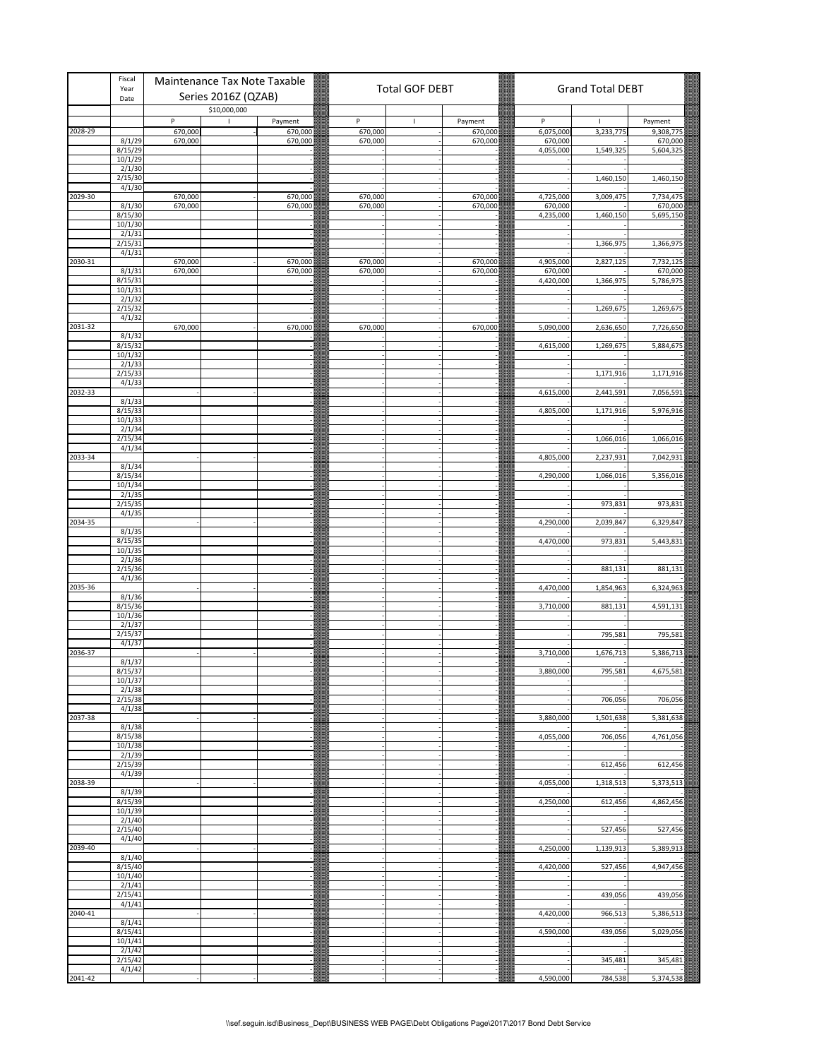| | Fiscal Year Date | Maintenance Tax Note Taxable Series 2016Z (QZAB) | | | Total GOF DEBT | | | Grand Total DEBT | | |
|---|---|---|---|---|---|---|---|---|---|---|
| | | $10,000,000 | | | | | | | | |
| | | P | I | Payment | P | I | Payment | P | I | Payment |
| 2028-29 | | 670,000 | - | 670,000 | 670,000 | - | 670,000 | 6,075,000 | 3,233,775 | 9,308,775 |
| | 8/1/29 | 670,000 | | 670,000 | 670,000 | - | 670,000 | 670,000 | - | 670,000 |
| | 8/15/29 | | | - | - | - | - | 4,055,000 | 1,549,325 | 5,604,325 |
| | 10/1/29 | | | - | - | - | - | - | - | - |
| | 2/1/30 | | | - | - | - | - | - | - | - |
| | 2/15/30 | | | - | - | - | - | - | 1,460,150 | 1,460,150 |
| | 4/1/30 | | | - | - | - | - | - | - | - |
| 2029-30 | | 670,000 | - | 670,000 | 670,000 | - | 670,000 | 4,725,000 | 3,009,475 | 7,734,475 |
| | 8/1/30 | 670,000 | | 670,000 | 670,000 | - | 670,000 | 670,000 | - | 670,000 |
| | 8/15/30 | | | - | - | - | - | 4,235,000 | 1,460,150 | 5,695,150 |
| | 10/1/30 | | | - | - | - | - | - | - | - |
| | 2/1/31 | | | - | - | - | - | - | - | - |
| | 2/15/31 | | | - | - | - | - | - | 1,366,975 | 1,366,975 |
| | 4/1/31 | | | - | - | - | - | - | - | - |
| 2030-31 | | 670,000 | - | 670,000 | 670,000 | - | 670,000 | 4,905,000 | 2,827,125 | 7,732,125 |
| | 8/1/31 | 670,000 | | 670,000 | 670,000 | - | 670,000 | 670,000 | - | 670,000 |
| | 8/15/31 | | | - | - | - | - | 4,420,000 | 1,366,975 | 5,786,975 |
| | 10/1/31 | | | - | - | - | - | - | - | - |
| | 2/1/32 | | | - | - | - | - | - | - | - |
| | 2/15/32 | | | - | - | - | - | - | 1,269,675 | 1,269,675 |
| | 4/1/32 | | | - | - | - | - | - | - | - |
| 2031-32 | | 670,000 | - | 670,000 | 670,000 | - | 670,000 | 5,090,000 | 2,636,650 | 7,726,650 |
| | 8/1/32 | | | - | - | - | - | - | - | - |
| | 8/15/32 | | | - | - | - | - | 4,615,000 | 1,269,675 | 5,884,675 |
| | 10/1/32 | | | - | - | - | - | - | - | - |
| | 2/1/33 | | | - | - | - | - | - | - | - |
| | 2/15/33 | | | - | - | - | - | - | 1,171,916 | 1,171,916 |
| | 4/1/33 | | | - | - | - | - | - | - | - |
| 2032-33 | | - | - | - | - | - | - | 4,615,000 | 2,441,591 | 7,056,591 |
| | 8/1/33 | | | - | - | - | - | - | - | - |
| | 8/15/33 | | | - | - | - | - | 4,805,000 | 1,171,916 | 5,976,916 |
| | 10/1/33 | | | - | - | - | - | - | - | - |
| | 2/1/34 | | | - | - | - | - | - | - | - |
| | 2/15/34 | | | - | - | - | - | - | 1,066,016 | 1,066,016 |
| | 4/1/34 | | | - | - | - | - | - | - | - |
| 2033-34 | | - | - | - | - | - | - | 4,805,000 | 2,237,931 | 7,042,931 |
| | 8/1/34 | | | - | - | - | - | - | - | - |
| | 8/15/34 | | | - | - | - | - | 4,290,000 | 1,066,016 | 5,356,016 |
| | 10/1/34 | | | - | - | - | - | - | - | - |
| | 2/1/35 | | | - | - | - | - | - | - | - |
| | 2/15/35 | | | - | - | - | - | - | 973,831 | 973,831 |
| | 4/1/35 | | | - | - | - | - | - | - | - |
| 2034-35 | | - | - | - | - | - | - | 4,290,000 | 2,039,847 | 6,329,847 |
| | 8/1/35 | | | - | - | - | - | - | - | - |
| | 8/15/35 | | | - | - | - | - | 4,470,000 | 973,831 | 5,443,831 |
| | 10/1/35 | | | - | - | - | - | - | - | - |
| | 2/1/36 | | | - | - | - | - | - | - | - |
| | 2/15/36 | | | - | - | - | - | - | 881,131 | 881,131 |
| | 4/1/36 | | | - | - | - | - | - | - | - |
| 2035-36 | | - | - | - | - | - | - | 4,470,000 | 1,854,963 | 6,324,963 |
| | 8/1/36 | | | - | - | - | - | - | - | - |
| | 8/15/36 | | | - | - | - | - | 3,710,000 | 881,131 | 4,591,131 |
| | 10/1/36 | | | - | - | - | - | - | - | - |
| | 2/1/37 | | | - | - | - | - | - | - | - |
| | 2/15/37 | | | - | - | - | - | - | 795,581 | 795,581 |
| | 4/1/37 | | | - | - | - | - | - | - | - |
| 2036-37 | | - | - | - | - | - | - | 3,710,000 | 1,676,713 | 5,386,713 |
| | 8/1/37 | | | - | - | - | - | - | - | - |
| | 8/15/37 | | | - | - | - | - | 3,880,000 | 795,581 | 4,675,581 |
| | 10/1/37 | | | - | - | - | - | - | - | - |
| | 2/1/38 | | | - | - | - | - | - | - | - |
| | 2/15/38 | | | - | - | - | - | - | 706,056 | 706,056 |
| | 4/1/38 | | | - | - | - | - | - | - | - |
| 2037-38 | | - | - | - | - | - | - | 3,880,000 | 1,501,638 | 5,381,638 |
| | 8/1/38 | | | - | - | - | - | - | - | - |
| | 8/15/38 | | | - | - | - | - | 4,055,000 | 706,056 | 4,761,056 |
| | 10/1/38 | | | - | - | - | - | - | - | - |
| | 2/1/39 | | | - | - | - | - | - | - | - |
| | 2/15/39 | | | - | - | - | - | - | 612,456 | 612,456 |
| | 4/1/39 | | | - | - | - | - | - | - | - |
| 2038-39 | | - | - | - | - | - | - | 4,055,000 | 1,318,513 | 5,373,513 |
| | 8/1/39 | | | - | - | - | - | - | - | - |
| | 8/15/39 | | | - | - | - | - | 4,250,000 | 612,456 | 4,862,456 |
| | 10/1/39 | | | - | - | - | - | - | - | - |
| | 2/1/40 | | | - | - | - | - | - | - | - |
| | 2/15/40 | | | - | - | - | - | - | 527,456 | 527,456 |
| | 4/1/40 | | | - | - | - | - | - | - | - |
| 2039-40 | | - | - | - | - | - | - | 4,250,000 | 1,139,913 | 5,389,913 |
| | 8/1/40 | | | - | - | - | - | - | - | - |
| | 8/15/40 | | | - | - | - | - | 4,420,000 | 527,456 | 4,947,456 |
| | 10/1/40 | | | - | - | - | - | - | - | - |
| | 2/1/41 | | | - | - | - | - | - | - | - |
| | 2/15/41 | | | - | - | - | - | - | 439,056 | 439,056 |
| | 4/1/41 | | | - | - | - | - | - | - | - |
| 2040-41 | | - | - | - | - | - | - | 4,420,000 | 966,513 | 5,386,513 |
| | 8/1/41 | | | - | - | - | - | - | - | - |
| | 8/15/41 | | | - | - | - | - | 4,590,000 | 439,056 | 5,029,056 |
| | 10/1/41 | | | - | - | - | - | - | - | - |
| | 2/1/42 | | | - | - | - | - | - | - | - |
| | 2/15/42 | | | - | - | - | - | - | 345,481 | 345,481 |
| | 4/1/42 | | | - | - | - | - | - | - | - |
| 2041-42 | | - | - | - | - | - | - | 4,590,000 | 784,538 | 5,374,538 |

\\sef.seguin.isd\Business_Dept\BUSINESS WEB PAGE\Debt Obligations Page\2017\2017 Bond Debt Service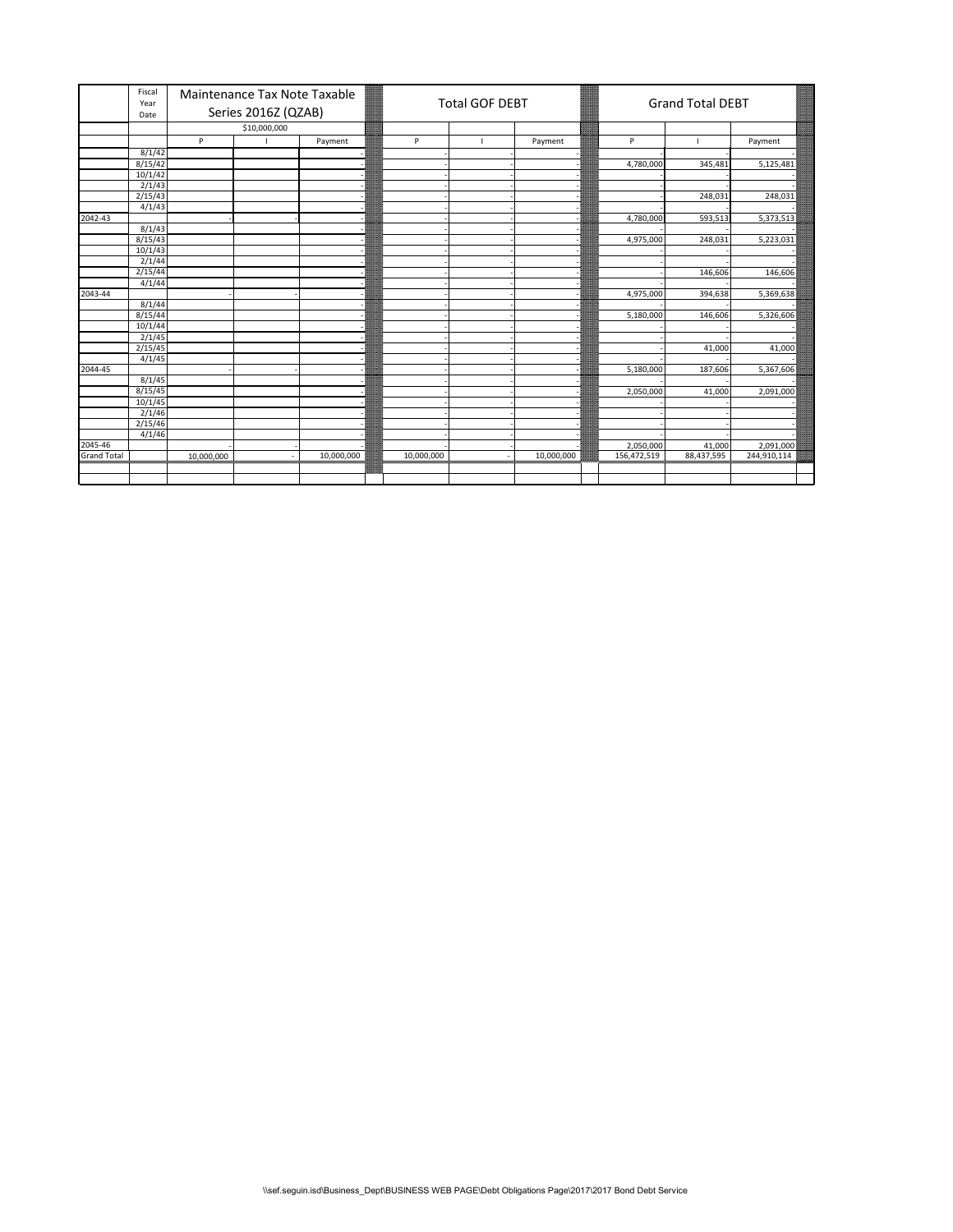| | Fiscal Year Date | Maintenance Tax Note Taxable Series 2016Z (QZAB) | | | Total GOF DEBT | | | Grand Total DEBT | | |
|---|---|---|---|---|---|---|---|---|---|---|
| | | $10,000,000 | | | | | | | | |
| | | P | I | Payment | P | I | Payment | P | I | Payment |
| | 8/1/42 | | | - | - | - | - | | - | - |
| | 8/15/42 | | | - | - | - | - | 4,780,000 | 345,481 | 5,125,481 |
| | 10/1/42 | | | - | - | - | - | | | - |
| | 2/1/43 | | | - | - | - | - | | - | - |
| | 2/15/43 | | | - | - | - | - | - | 248,031 | 248,031 |
| | 4/1/43 | | | - | - | - | - | | - | - |
| 2042-43 | | - | - | - | - | - | - | 4,780,000 | 593,513 | 5,373,513 |
| | 8/1/43 | | | - | - | - | - | | - | - |
| | 8/15/43 | | | - | - | - | - | 4,975,000 | 248,031 | 5,223,031 |
| | 10/1/43 | | | - | - | - | - | - | - | - |
| | 2/1/44 | | | - | - | - | - | - | - | - |
| | 2/15/44 | | | - | - | - | - | - | 146,606 | 146,606 |
| | 4/1/44 | | | - | - | - | - | - | - | - |
| 2043-44 | | - | - | - | - | - | - | 4,975,000 | 394,638 | 5,369,638 |
| | 8/1/44 | | | - | - | - | - | - | - | - |
| | 8/15/44 | | | - | - | - | - | 5,180,000 | 146,606 | 5,326,606 |
| | 10/1/44 | | | - | - | - | - | - | - | - |
| | 2/1/45 | | | - | - | - | - | - | - | - |
| | 2/15/45 | | | - | - | - | - | - | 41,000 | 41,000 |
| | 4/1/45 | | | - | - | - | - | - | - | - |
| 2044-45 | | - | - | - | - | - | - | 5,180,000 | 187,606 | 5,367,606 |
| | 8/1/45 | | | - | - | - | - | - | - | - |
| | 8/15/45 | | | - | - | - | - | 2,050,000 | 41,000 | 2,091,000 |
| | 10/1/45 | | | - | - | - | - | - | - | - |
| | 2/1/46 | | | - | - | - | - | - | - | - |
| | 2/15/46 | | | - | - | - | - | - | - | - |
| | 4/1/46 | | | - | - | - | - | - | - | - |
| 2045-46 | | - | - | - | - | - | - | 2,050,000 | 41,000 | 2,091,000 |
| Grand Total | | 10,000,000 | - | 10,000,000 | 10,000,000 | - | 10,000,000 | 156,472,519 | 88,437,595 | 244,910,114 |

\\sef.seguin.isd\Business_Dept\BUSINESS WEB PAGE\Debt Obligations Page\2017\2017 Bond Debt Service